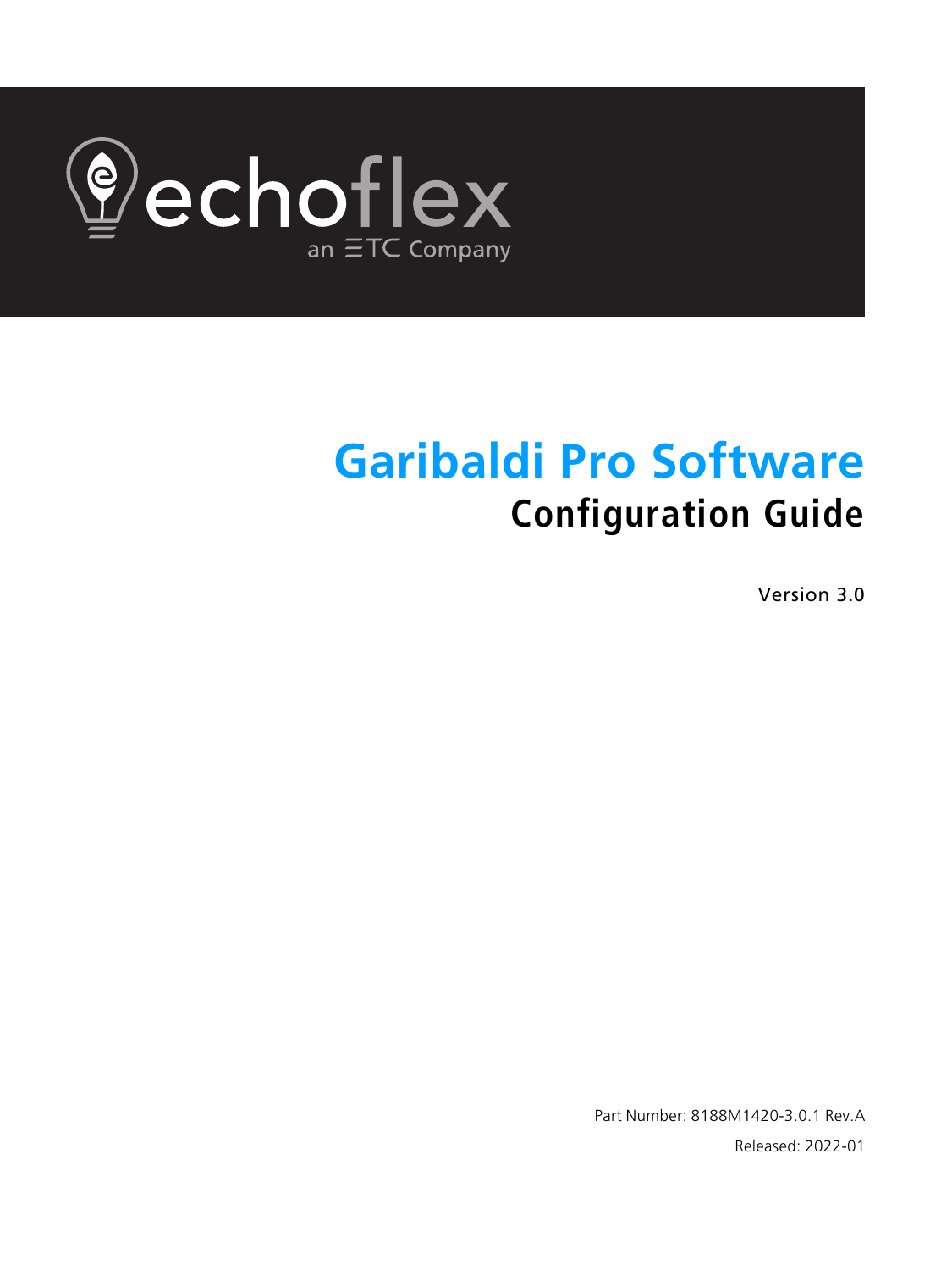echoflex

an ETC Company

# Garibaldi Pro Software

## Configuration Guide

Version 3.0

Part Number: 8188M1420-3.0.1 Rev.A

Released: 2022-01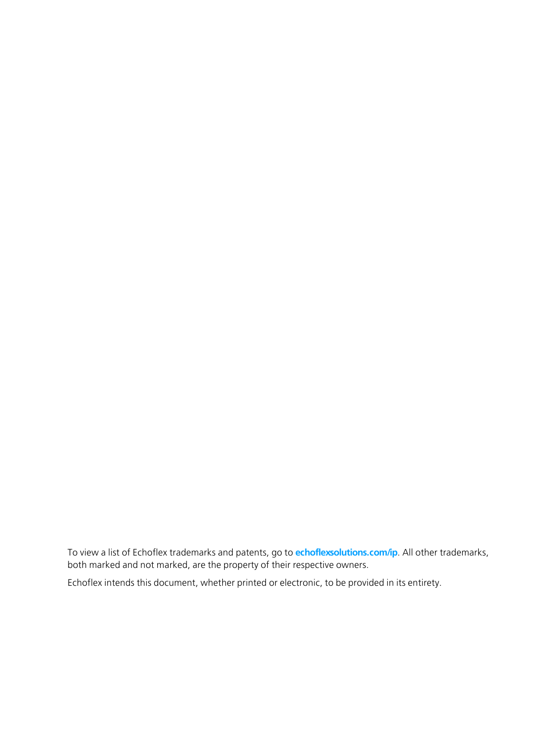To view a list of Echoflex trademarks and patents, go to **echoflexsolutions.com/ip**. All other trademarks, both marked and not marked, are the property of their respective owners.

Echoflex intends this document, whether printed or electronic, to be provided in its entirety.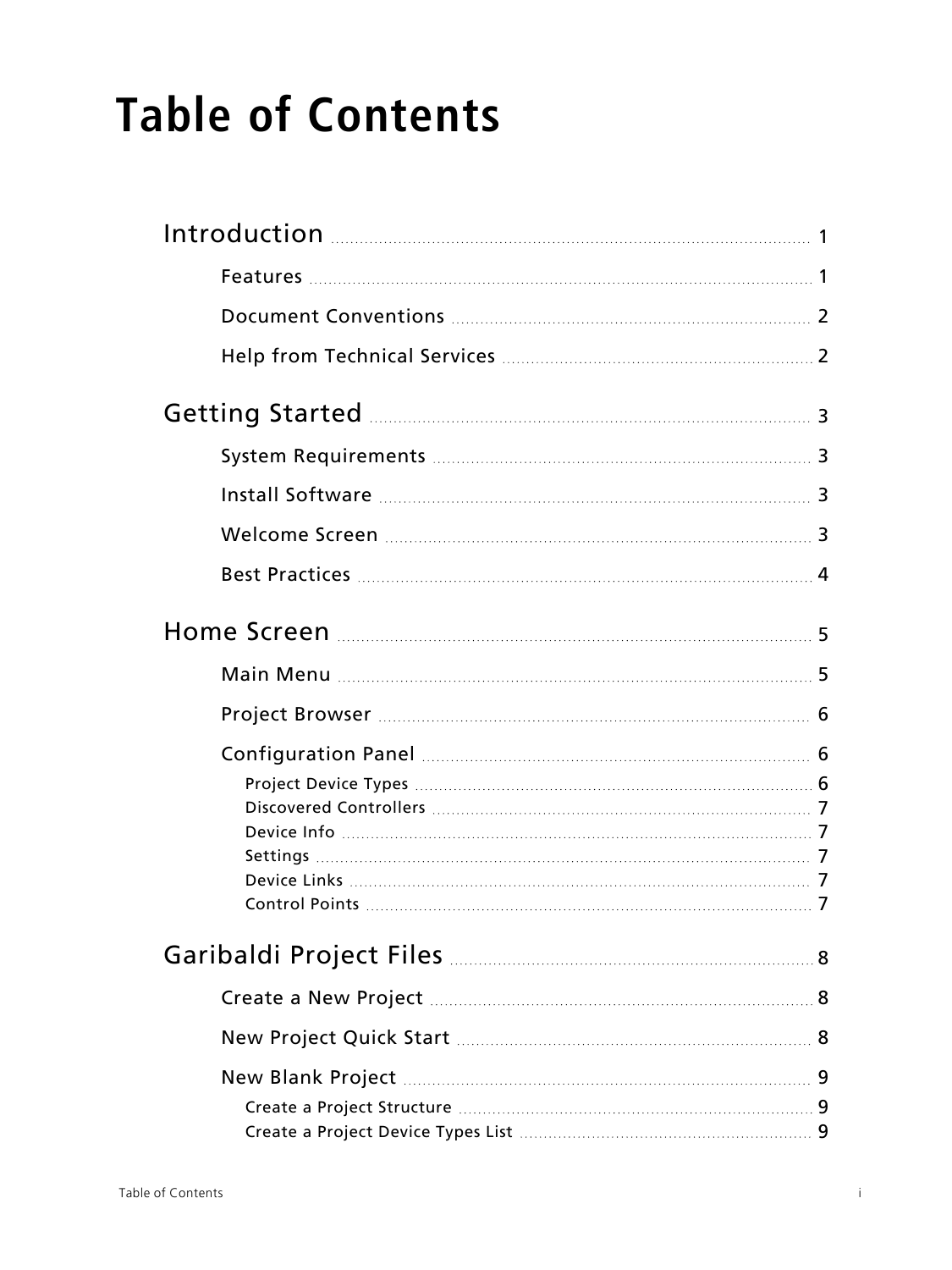# Table of Contents

Introduction ..... 1

- Features ..... 1
- Document Conventions ..... 2
- Help from Technical Services ..... 2

Getting Started ..... 3

- System Requirements ..... 3
- Install Software ..... 3
- Welcome Screen ..... 3
- Best Practices ..... 4

Home Screen ..... 5

- Main Menu ..... 5
- Project Browser ..... 6
- Configuration Panel ..... 6
  - Project Device Types ..... 6
  - Discovered Controllers ..... 7
  - Device Info ..... 7
  - Settings ..... 7
  - Device Links ..... 7
  - Control Points ..... 7

Garibaldi Project Files ..... 8

- Create a New Project ..... 8
- New Project Quick Start ..... 8
- New Blank Project ..... 9
  - Create a Project Structure ..... 9
  - Create a Project Device Types List ..... 9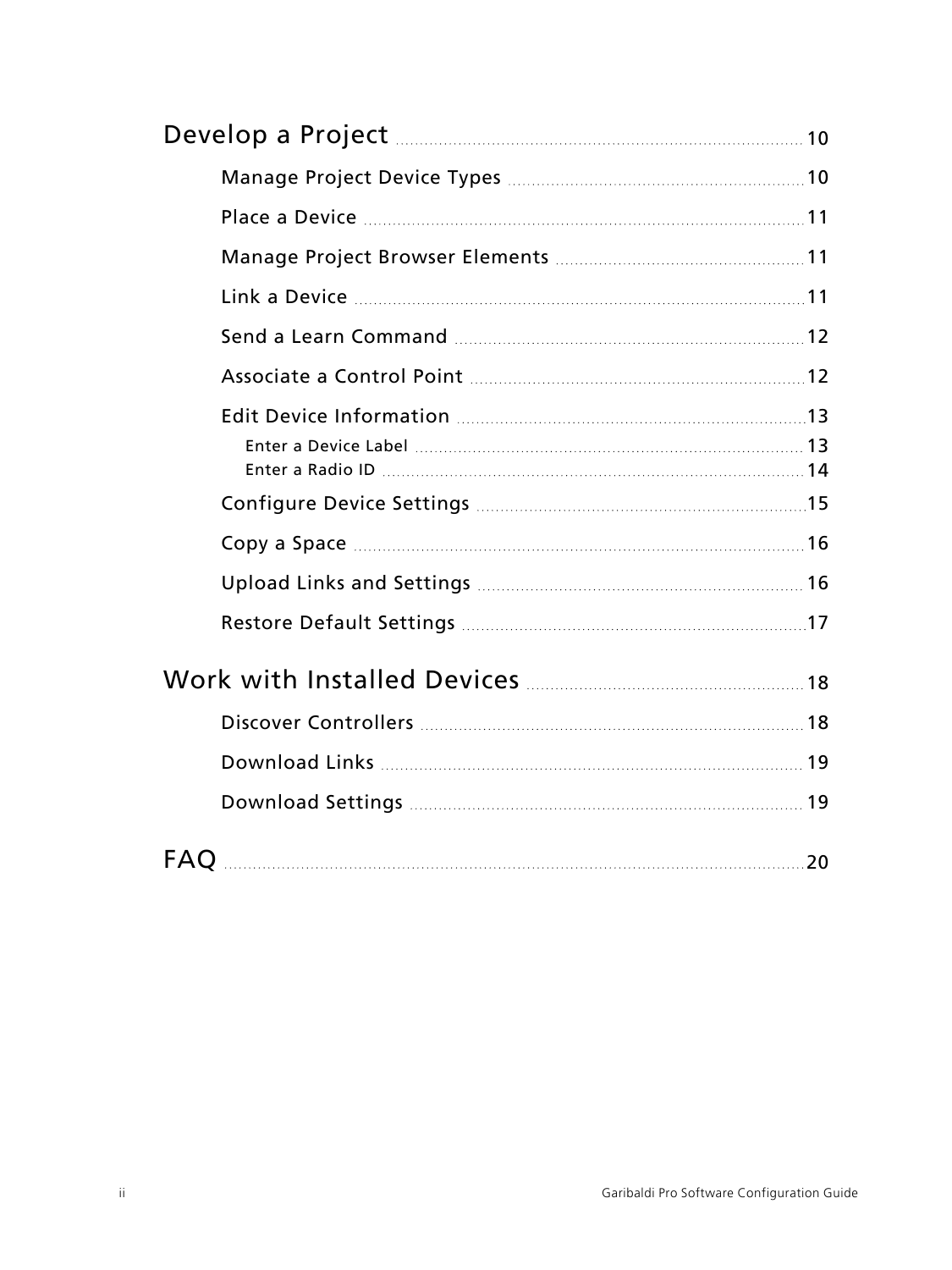Develop a Project ..... 10

- Manage Project Device Types ..... 10
- Place a Device ..... 11
- Manage Project Browser Elements ..... 11
- Link a Device ..... 11
- Send a Learn Command ..... 12
- Associate a Control Point ..... 12
- Edit Device Information ..... 13
  - Enter a Device Label ..... 13
  - Enter a Radio ID ..... 14
- Configure Device Settings ..... 15
- Copy a Space ..... 16
- Upload Links and Settings ..... 16
- Restore Default Settings ..... 17

Work with Installed Devices ..... 18

- Discover Controllers ..... 18
- Download Links ..... 19
- Download Settings ..... 19

FAQ ..... 20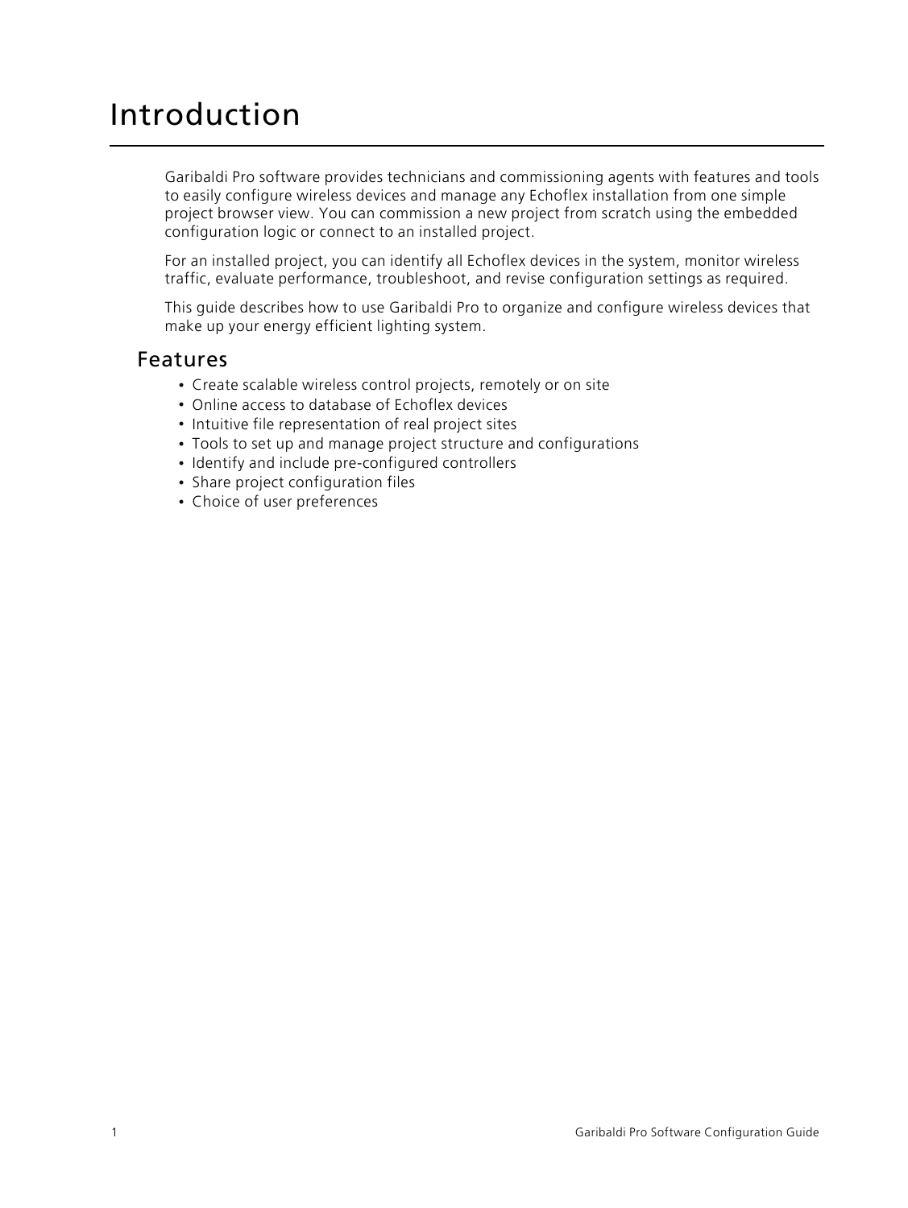# Introduction

Garibaldi Pro software provides technicians and commissioning agents with features and tools to easily configure wireless devices and manage any Echoflex installation from one simple project browser view. You can commission a new project from scratch using the embedded configuration logic or connect to an installed project.

For an installed project, you can identify all Echoflex devices in the system, monitor wireless traffic, evaluate performance, troubleshoot, and revise configuration settings as required.

This guide describes how to use Garibaldi Pro to organize and configure wireless devices that make up your energy efficient lighting system.

## Features

- Create scalable wireless control projects, remotely or on site
- Online access to database of Echoflex devices
- Intuitive file representation of real project sites
- Tools to set up and manage project structure and configurations
- Identify and include pre-configured controllers
- Share project configuration files
- Choice of user preferences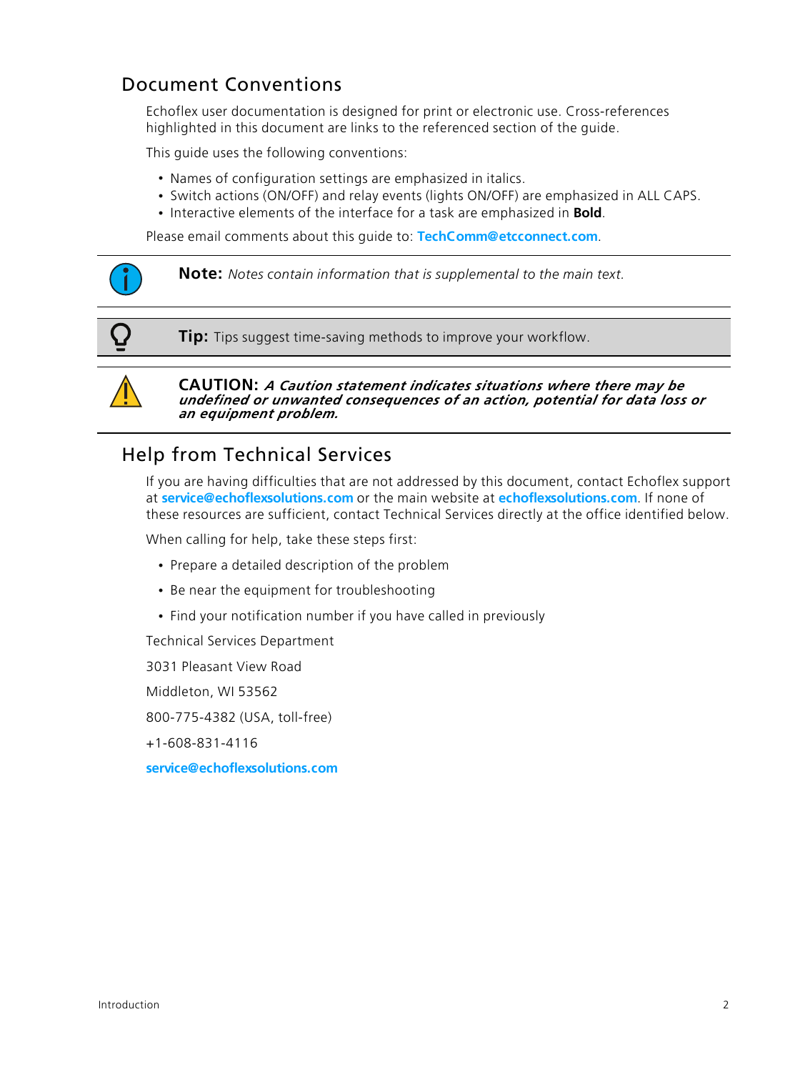## Document Conventions

Echoflex user documentation is designed for print or electronic use. Cross-references highlighted in this document are links to the referenced section of the guide.

This guide uses the following conventions:

- Names of configuration settings are emphasized in italics.
- Switch actions (ON/OFF) and relay events (lights ON/OFF) are emphasized in ALL CAPS.
- Interactive elements of the interface for a task are emphasized in **Bold**.

Please email comments about this guide to: **TechComm@etcconnect.com**.

**Note:** *Notes contain information that is supplemental to the main text.*

**Tip:** Tips suggest time-saving methods to improve your workflow.

**CAUTION:** ***A Caution statement indicates situations where there may be undefined or unwanted consequences of an action, potential for data loss or an equipment problem.***

## Help from Technical Services

If you are having difficulties that are not addressed by this document, contact Echoflex support at **service@echoflexsolutions.com** or the main website at **echoflexsolutions.com**. If none of these resources are sufficient, contact Technical Services directly at the office identified below.

When calling for help, take these steps first:

- Prepare a detailed description of the problem
- Be near the equipment for troubleshooting
- Find your notification number if you have called in previously

Technical Services Department

3031 Pleasant View Road

Middleton, WI 53562

800-775-4382 (USA, toll-free)

+1-608-831-4116

**service@echoflexsolutions.com**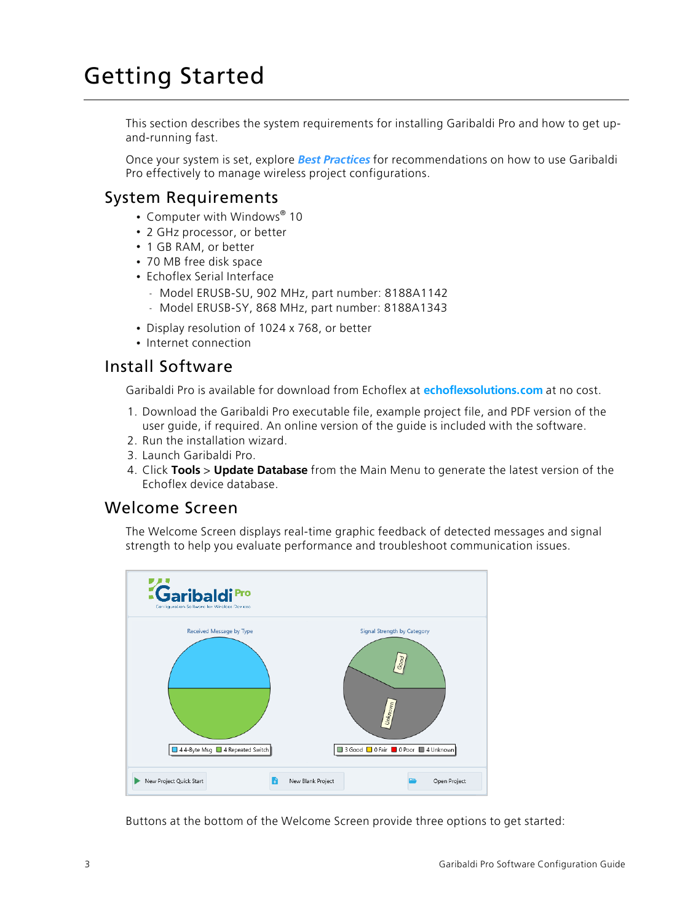# Getting Started

This section describes the system requirements for installing Garibaldi Pro and how to get up-and-running fast.

Once your system is set, explore ***Best Practices*** for recommendations on how to use Garibaldi Pro effectively to manage wireless project configurations.

## System Requirements

- Computer with Windows® 10
- 2 GHz processor, or better
- 1 GB RAM, or better
- 70 MB free disk space
- Echoflex Serial Interface
  - Model ERUSB-SU, 902 MHz, part number: 8188A1142
  - Model ERUSB-SY, 868 MHz, part number: 8188A1343
- Display resolution of 1024 x 768, or better
- Internet connection

## Install Software

Garibaldi Pro is available for download from Echoflex at **echoflexsolutions.com** at no cost.

1. Download the Garibaldi Pro executable file, example project file, and PDF version of the user guide, if required. An online version of the guide is included with the software.
2. Run the installation wizard.
3. Launch Garibaldi Pro.
4. Click **Tools** > **Update Database** from the Main Menu to generate the latest version of the Echoflex device database.

## Welcome Screen

The Welcome Screen displays real-time graphic feedback of detected messages and signal strength to help you evaluate performance and troubleshoot communication issues.

Buttons at the bottom of the Welcome Screen provide three options to get started: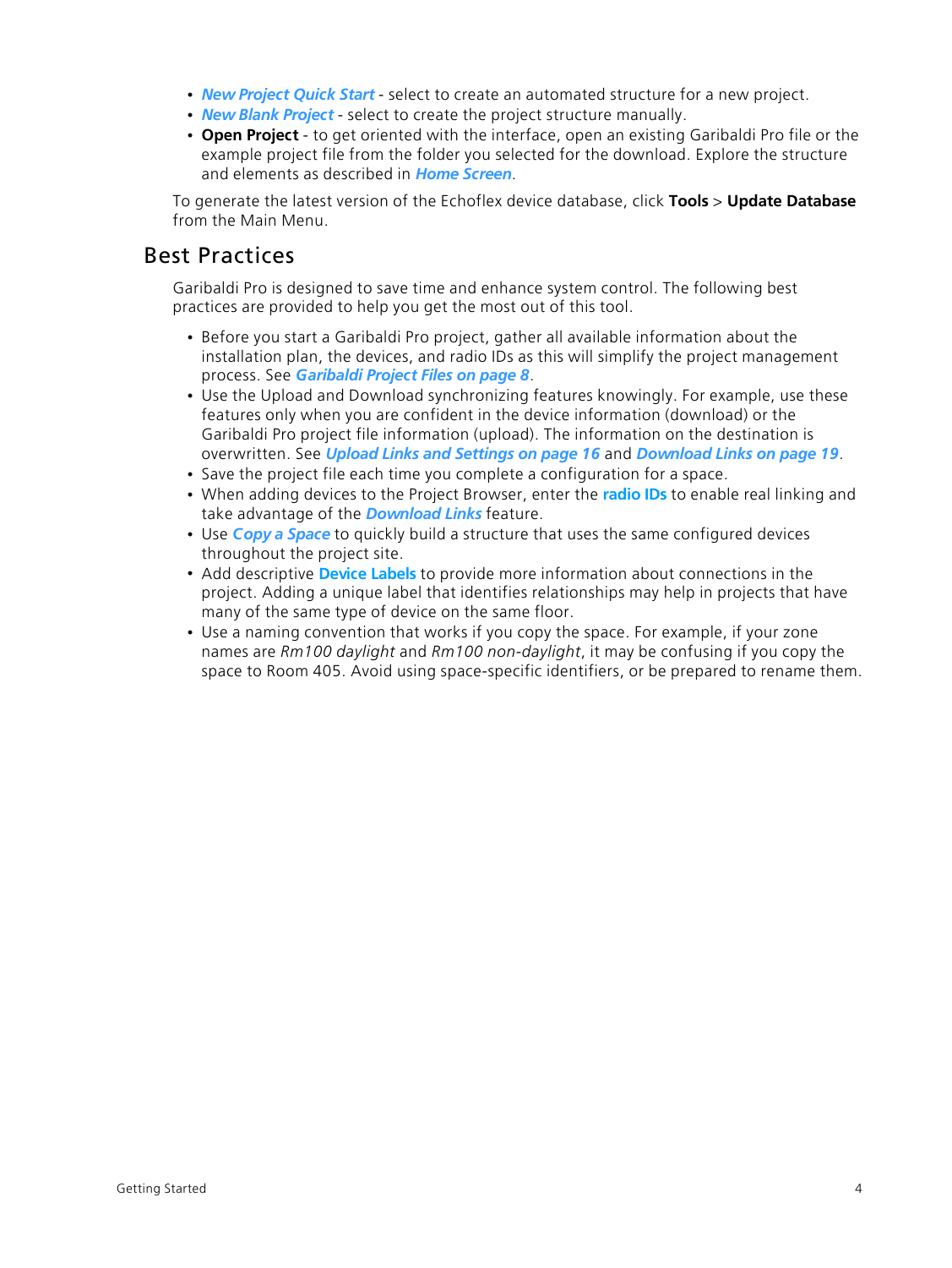- ***New Project Quick Start*** - select to create an automated structure for a new project.
- ***New Blank Project*** - select to create the project structure manually.
- **Open Project** - to get oriented with the interface, open an existing Garibaldi Pro file or the example project file from the folder you selected for the download. Explore the structure and elements as described in ***Home Screen***.

To generate the latest version of the Echoflex device database, click **Tools** > **Update Database** from the Main Menu.

## Best Practices

Garibaldi Pro is designed to save time and enhance system control. The following best practices are provided to help you get the most out of this tool.

- Before you start a Garibaldi Pro project, gather all available information about the installation plan, the devices, and radio IDs as this will simplify the project management process. See ***Garibaldi Project Files on page 8***.
- Use the Upload and Download synchronizing features knowingly. For example, use these features only when you are confident in the device information (download) or the Garibaldi Pro project file information (upload). The information on the destination is overwritten. See ***Upload Links and Settings on page 16*** and ***Download Links on page 19***.
- Save the project file each time you complete a configuration for a space.
- When adding devices to the Project Browser, enter the **radio IDs** to enable real linking and take advantage of the ***Download Links*** feature.
- Use ***Copy a Space*** to quickly build a structure that uses the same configured devices throughout the project site.
- Add descriptive **Device Labels** to provide more information about connections in the project. Adding a unique label that identifies relationships may help in projects that have many of the same type of device on the same floor.
- Use a naming convention that works if you copy the space. For example, if your zone names are *Rm100 daylight* and *Rm100 non-daylight*, it may be confusing if you copy the space to Room 405. Avoid using space-specific identifiers, or be prepared to rename them.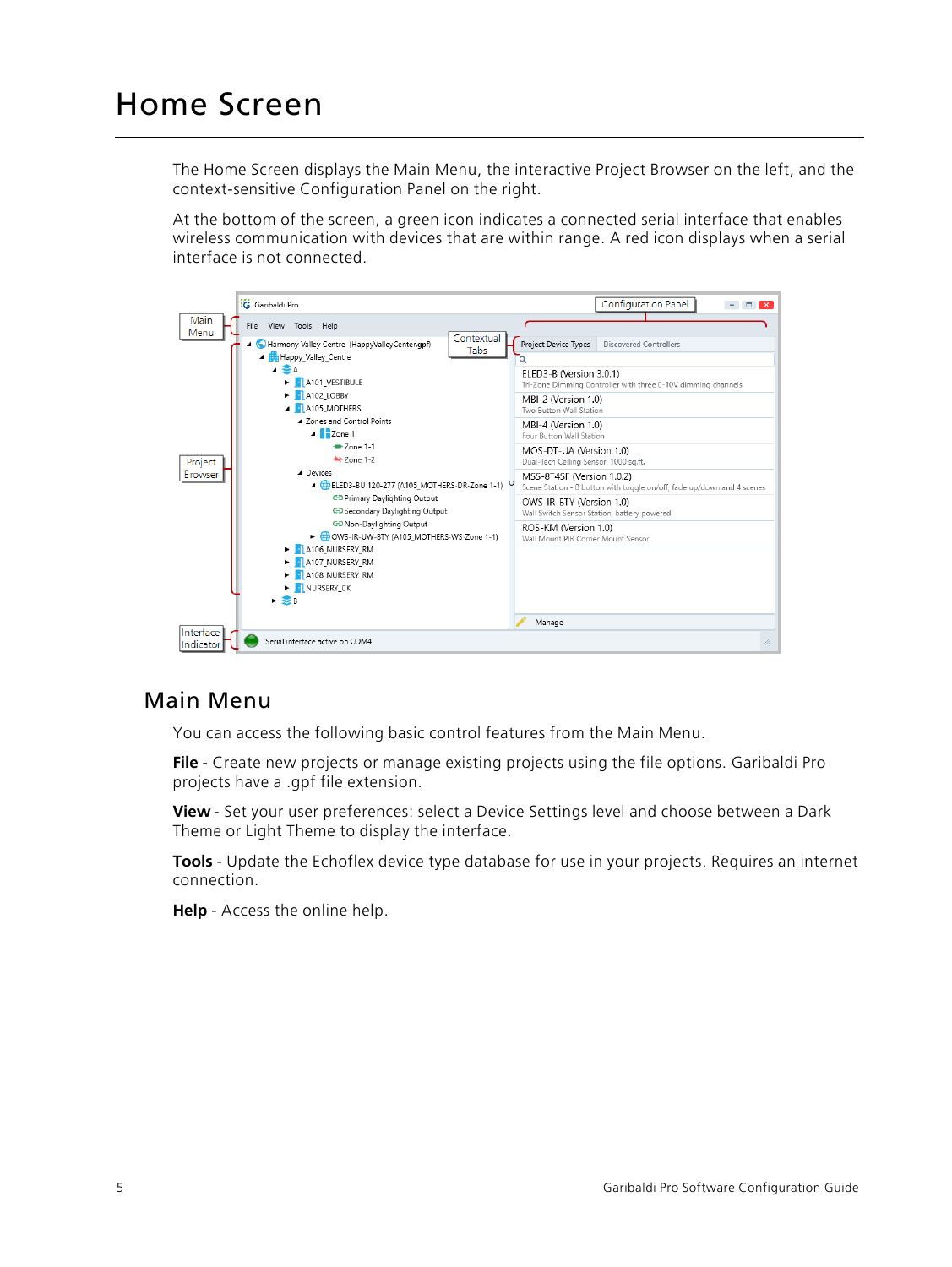# Home Screen

The Home Screen displays the Main Menu, the interactive Project Browser on the left, and the context-sensitive Configuration Panel on the right.

At the bottom of the screen, a green icon indicates a connected serial interface that enables wireless communication with devices that are within range. A red icon displays when a serial interface is not connected.

## Main Menu

You can access the following basic control features from the Main Menu.

**File** - Create new projects or manage existing projects using the file options. Garibaldi Pro projects have a .gpf file extension.

**View** - Set your user preferences: select a Device Settings level and choose between a Dark Theme or Light Theme to display the interface.

**Tools** - Update the Echoflex device type database for use in your projects. Requires an internet connection.

**Help** - Access the online help.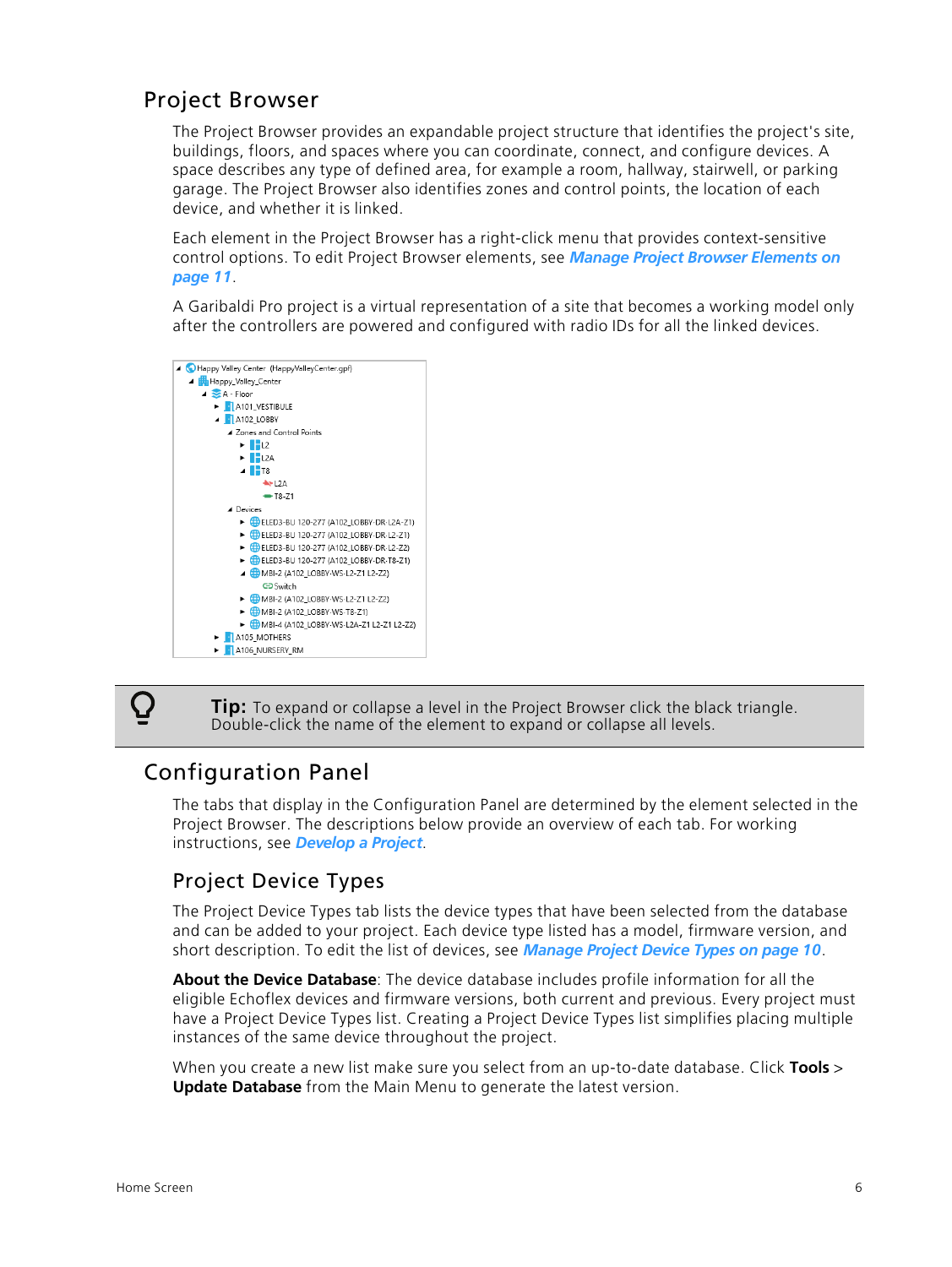## Project Browser

The Project Browser provides an expandable project structure that identifies the project's site, buildings, floors, and spaces where you can coordinate, connect, and configure devices. A space describes any type of defined area, for example a room, hallway, stairwell, or parking garage. The Project Browser also identifies zones and control points, the location of each device, and whether it is linked.

Each element in the Project Browser has a right-click menu that provides context-sensitive control options. To edit Project Browser elements, see ***Manage Project Browser Elements on page 11***.

A Garibaldi Pro project is a virtual representation of a site that becomes a working model only after the controllers are powered and configured with radio IDs for all the linked devices.

**Tip:** To expand or collapse a level in the Project Browser click the black triangle. Double-click the name of the element to expand or collapse all levels.

## Configuration Panel

The tabs that display in the Configuration Panel are determined by the element selected in the Project Browser. The descriptions below provide an overview of each tab. For working instructions, see ***Develop a Project***.

### Project Device Types

The Project Device Types tab lists the device types that have been selected from the database and can be added to your project. Each device type listed has a model, firmware version, and short description. To edit the list of devices, see ***Manage Project Device Types on page 10***.

**About the Device Database**: The device database includes profile information for all the eligible Echoflex devices and firmware versions, both current and previous. Every project must have a Project Device Types list. Creating a Project Device Types list simplifies placing multiple instances of the same device throughout the project.

When you create a new list make sure you select from an up-to-date database. Click **Tools** > **Update Database** from the Main Menu to generate the latest version.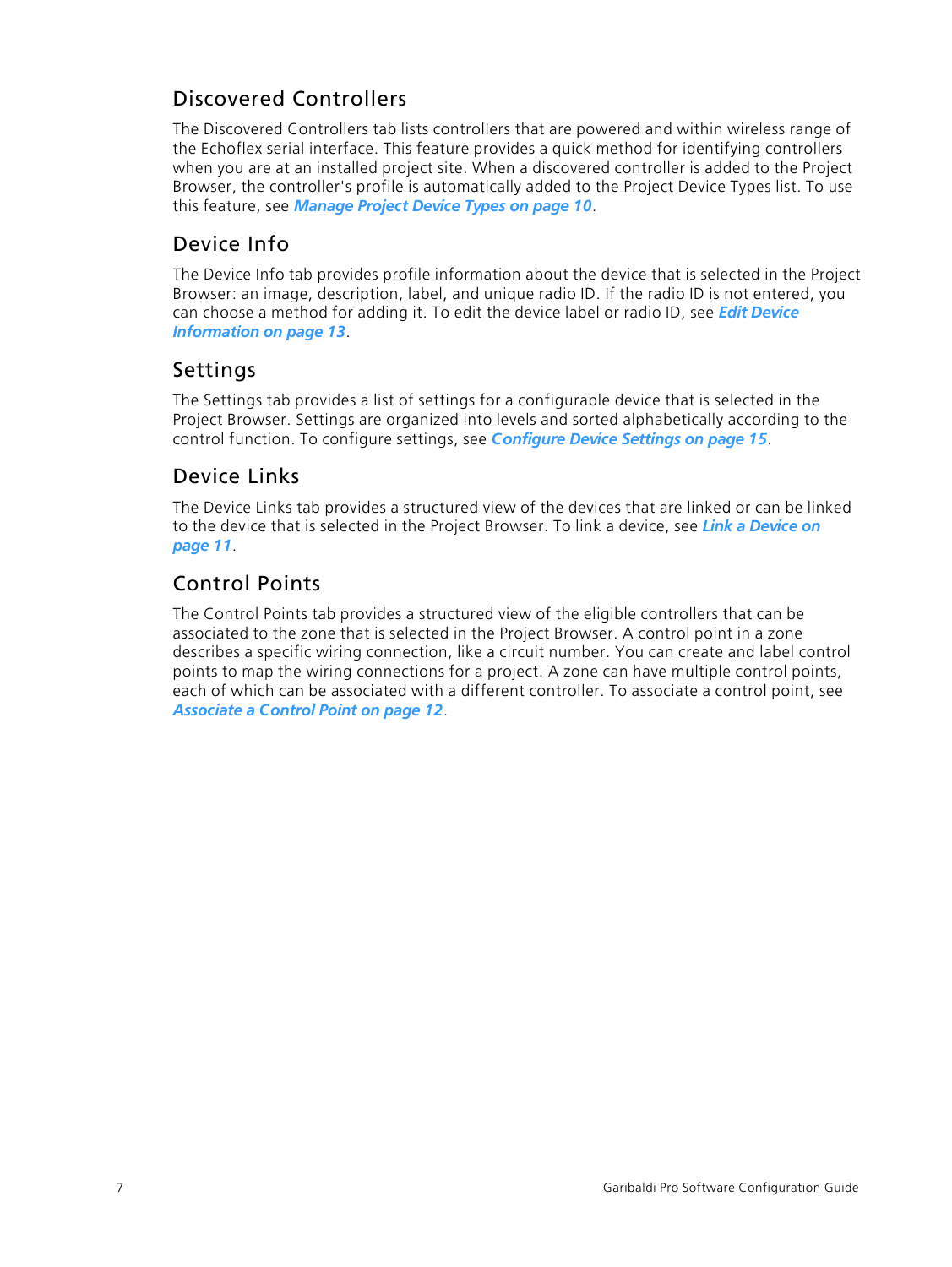## Discovered Controllers

The Discovered Controllers tab lists controllers that are powered and within wireless range of the Echoflex serial interface. This feature provides a quick method for identifying controllers when you are at an installed project site. When a discovered controller is added to the Project Browser, the controller's profile is automatically added to the Project Device Types list. To use this feature, see ***Manage Project Device Types on page 10***.

## Device Info

The Device Info tab provides profile information about the device that is selected in the Project Browser: an image, description, label, and unique radio ID. If the radio ID is not entered, you can choose a method for adding it. To edit the device label or radio ID, see ***Edit Device Information on page 13***.

## Settings

The Settings tab provides a list of settings for a configurable device that is selected in the Project Browser. Settings are organized into levels and sorted alphabetically according to the control function. To configure settings, see ***Configure Device Settings on page 15***.

## Device Links

The Device Links tab provides a structured view of the devices that are linked or can be linked to the device that is selected in the Project Browser. To link a device, see ***Link a Device on page 11***.

## Control Points

The Control Points tab provides a structured view of the eligible controllers that can be associated to the zone that is selected in the Project Browser. A control point in a zone describes a specific wiring connection, like a circuit number. You can create and label control points to map the wiring connections for a project. A zone can have multiple control points, each of which can be associated with a different controller. To associate a control point, see ***Associate a Control Point on page 12***.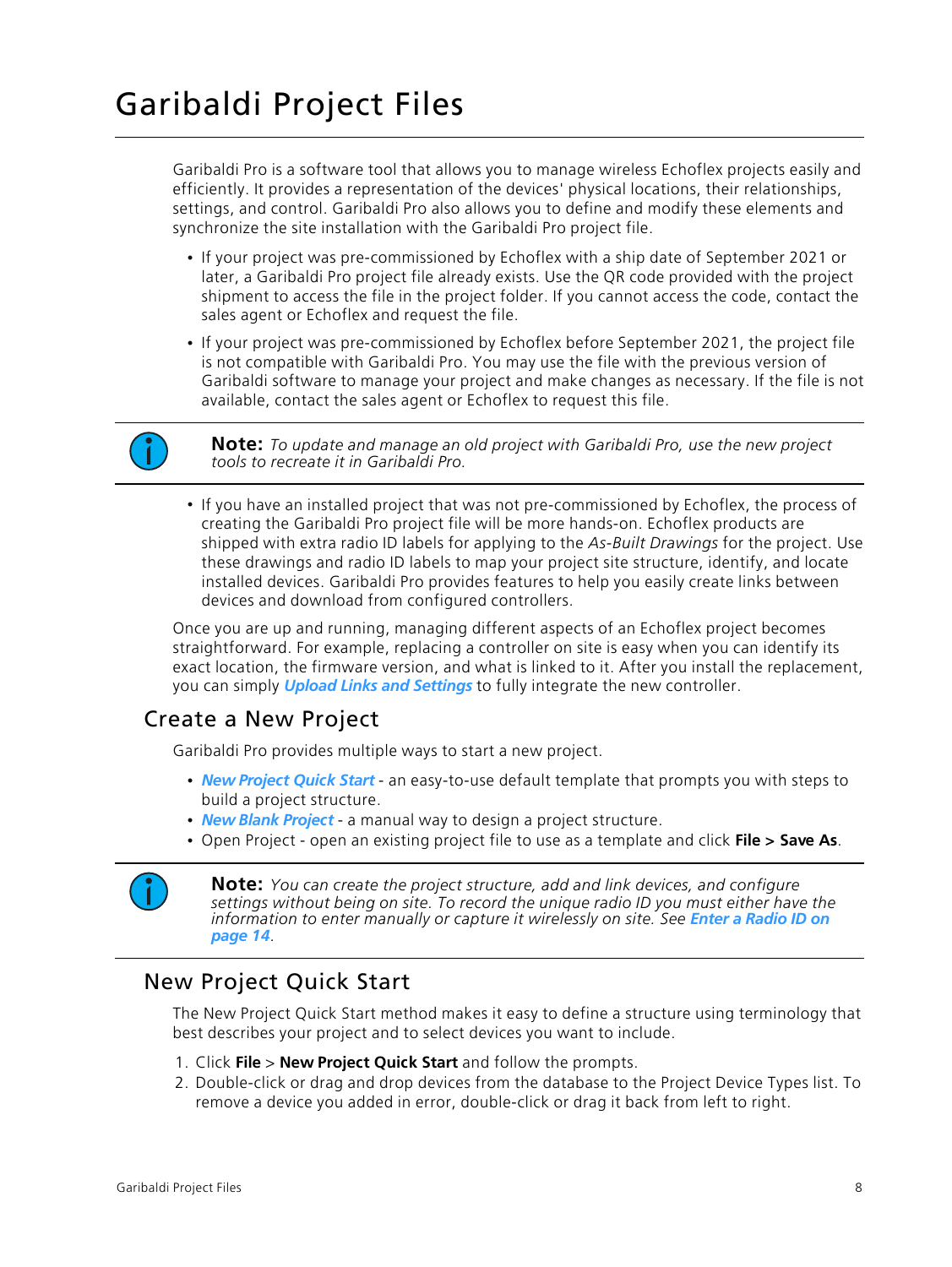# Garibaldi Project Files

Garibaldi Pro is a software tool that allows you to manage wireless Echoflex projects easily and efficiently. It provides a representation of the devices' physical locations, their relationships, settings, and control. Garibaldi Pro also allows you to define and modify these elements and synchronize the site installation with the Garibaldi Pro project file.

- If your project was pre-commissioned by Echoflex with a ship date of September 2021 or later, a Garibaldi Pro project file already exists. Use the QR code provided with the project shipment to access the file in the project folder. If you cannot access the code, contact the sales agent or Echoflex and request the file.
- If your project was pre-commissioned by Echoflex before September 2021, the project file is not compatible with Garibaldi Pro. You may use the file with the previous version of Garibaldi software to manage your project and make changes as necessary. If the file is not available, contact the sales agent or Echoflex to request this file.

**Note:** *To update and manage an old project with Garibaldi Pro, use the new project tools to recreate it in Garibaldi Pro.*

- If you have an installed project that was not pre-commissioned by Echoflex, the process of creating the Garibaldi Pro project file will be more hands-on. Echoflex products are shipped with extra radio ID labels for applying to the *As-Built Drawings* for the project. Use these drawings and radio ID labels to map your project site structure, identify, and locate installed devices. Garibaldi Pro provides features to help you easily create links between devices and download from configured controllers.

Once you are up and running, managing different aspects of an Echoflex project becomes straightforward. For example, replacing a controller on site is easy when you can identify its exact location, the firmware version, and what is linked to it. After you install the replacement, you can simply ***Upload Links and Settings*** to fully integrate the new controller.

## Create a New Project

Garibaldi Pro provides multiple ways to start a new project.

- ***New Project Quick Start*** - an easy-to-use default template that prompts you with steps to build a project structure.
- ***New Blank Project*** - a manual way to design a project structure.
- Open Project - open an existing project file to use as a template and click **File > Save As**.

**Note:** *You can create the project structure, add and link devices, and configure settings without being on site. To record the unique radio ID you must either have the information to enter manually or capture it wirelessly on site. See* ***Enter a Radio ID on page 14****.*

## New Project Quick Start

The New Project Quick Start method makes it easy to define a structure using terminology that best describes your project and to select devices you want to include.

1. Click **File** > **New Project Quick Start** and follow the prompts.
2. Double-click or drag and drop devices from the database to the Project Device Types list. To remove a device you added in error, double-click or drag it back from left to right.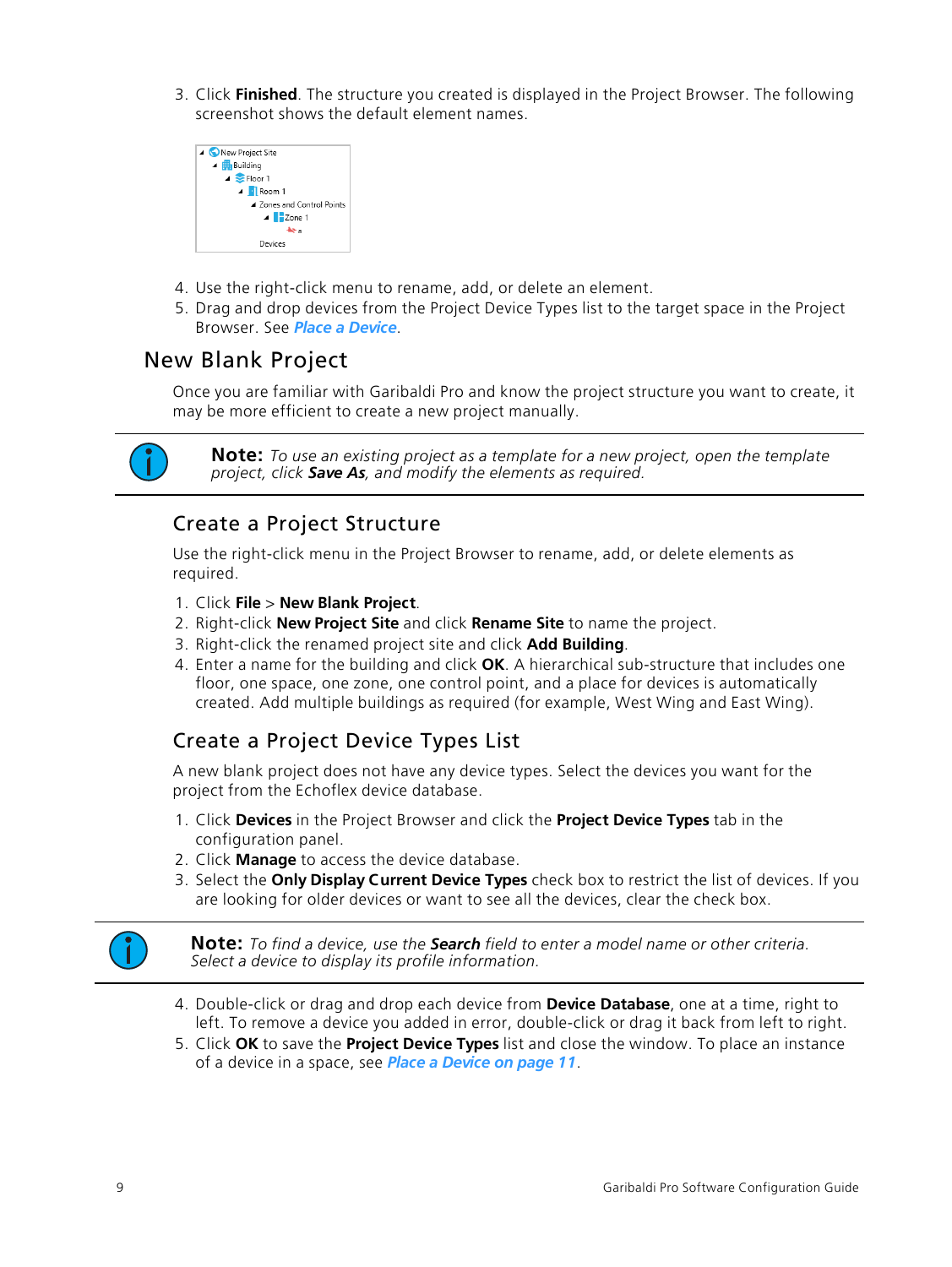3. Click **Finished**. The structure you created is displayed in the Project Browser. The following screenshot shows the default element names.

4. Use the right-click menu to rename, add, or delete an element.
5. Drag and drop devices from the Project Device Types list to the target space in the Project Browser. See ***Place a Device***.

## New Blank Project

Once you are familiar with Garibaldi Pro and know the project structure you want to create, it may be more efficient to create a new project manually.

> **Note:** *To use an existing project as a template for a new project, open the template project, click* ***Save As****, and modify the elements as required.*

### Create a Project Structure

Use the right-click menu in the Project Browser to rename, add, or delete elements as required.

1. Click **File** > **New Blank Project**.
2. Right-click **New Project Site** and click **Rename Site** to name the project.
3. Right-click the renamed project site and click **Add Building**.
4. Enter a name for the building and click **OK**. A hierarchical sub-structure that includes one floor, one space, one zone, one control point, and a place for devices is automatically created. Add multiple buildings as required (for example, West Wing and East Wing).

### Create a Project Device Types List

A new blank project does not have any device types. Select the devices you want for the project from the Echoflex device database.

1. Click **Devices** in the Project Browser and click the **Project Device Types** tab in the configuration panel.
2. Click **Manage** to access the device database.
3. Select the **Only Display Current Device Types** check box to restrict the list of devices. If you are looking for older devices or want to see all the devices, clear the check box.

> **Note:** *To find a device, use the* ***Search*** *field to enter a model name or other criteria. Select a device to display its profile information.*

4. Double-click or drag and drop each device from **Device Database**, one at a time, right to left. To remove a device you added in error, double-click or drag it back from left to right.
5. Click **OK** to save the **Project Device Types** list and close the window. To place an instance of a device in a space, see ***Place a Device on page 11***.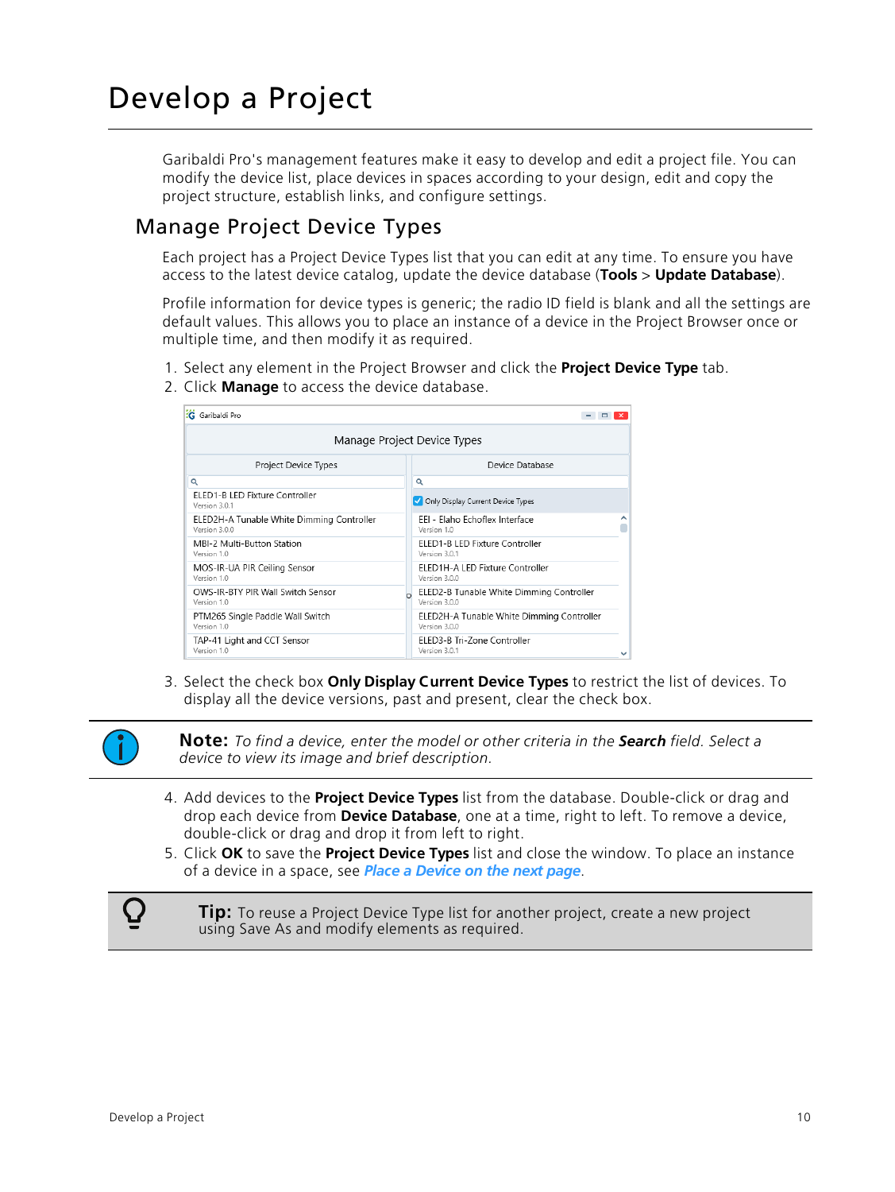# Develop a Project

Garibaldi Pro's management features make it easy to develop and edit a project file. You can modify the device list, place devices in spaces according to your design, edit and copy the project structure, establish links, and configure settings.

## Manage Project Device Types

Each project has a Project Device Types list that you can edit at any time. To ensure you have access to the latest device catalog, update the device database (**Tools** > **Update Database**).

Profile information for device types is generic; the radio ID field is blank and all the settings are default values. This allows you to place an instance of a device in the Project Browser once or multiple time, and then modify it as required.

1. Select any element in the Project Browser and click the **Project Device Type** tab.
2. Click **Manage** to access the device database.
3. Select the check box **Only Display Current Device Types** to restrict the list of devices. To display all the device versions, past and present, clear the check box.

**Note:** *To find a device, enter the model or other criteria in the **Search** field. Select a device to view its image and brief description.*

4. Add devices to the **Project Device Types** list from the database. Double-click or drag and drop each device from **Device Database**, one at a time, right to left. To remove a device, double-click or drag and drop it from left to right.
5. Click **OK** to save the **Project Device Types** list and close the window. To place an instance of a device in a space, see *Place a Device on the next page*.

**Tip:** To reuse a Project Device Type list for another project, create a new project using Save As and modify elements as required.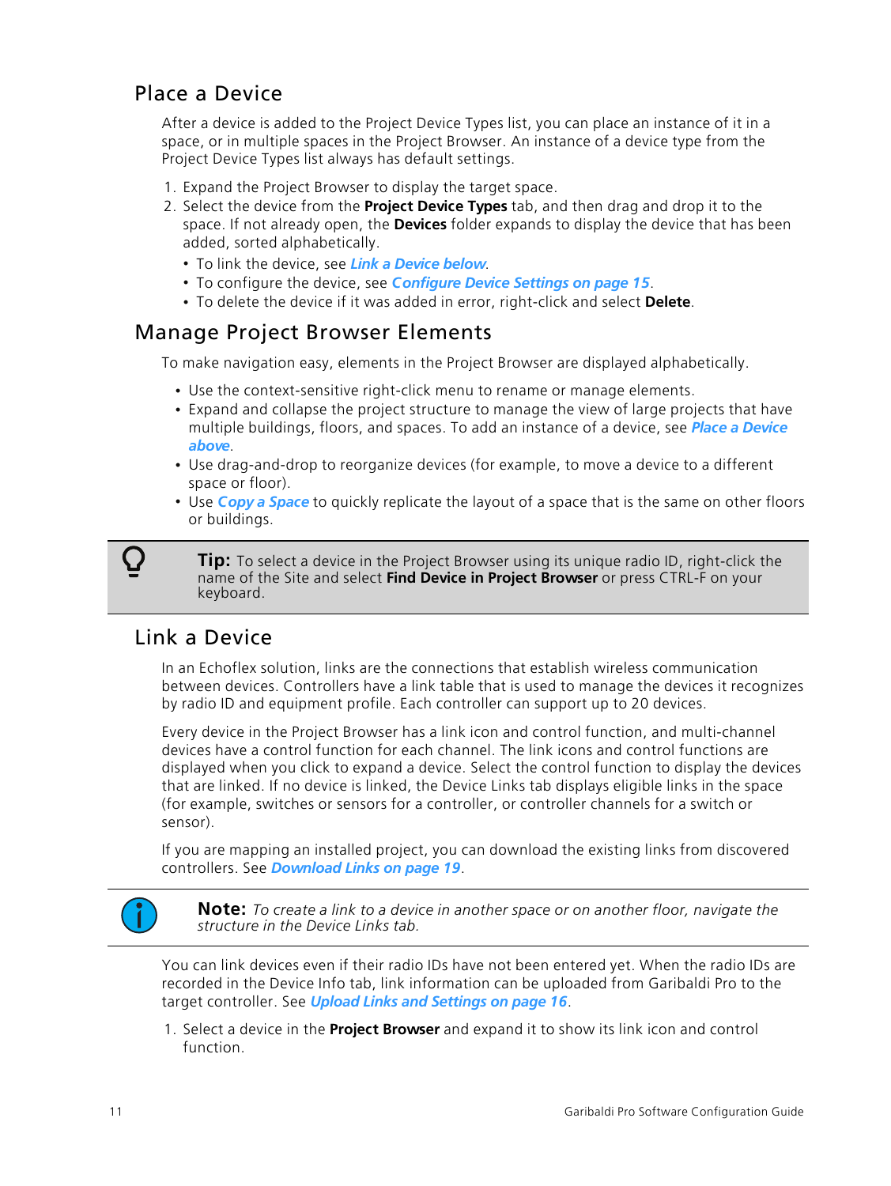## Place a Device

After a device is added to the Project Device Types list, you can place an instance of it in a space, or in multiple spaces in the Project Browser. An instance of a device type from the Project Device Types list always has default settings.

1. Expand the Project Browser to display the target space.
2. Select the device from the **Project Device Types** tab, and then drag and drop it to the space. If not already open, the **Devices** folder expands to display the device that has been added, sorted alphabetically.
   - To link the device, see ***Link a Device below***.
   - To configure the device, see ***Configure Device Settings on page 15***.
   - To delete the device if it was added in error, right-click and select **Delete**.

## Manage Project Browser Elements

To make navigation easy, elements in the Project Browser are displayed alphabetically.

- Use the context-sensitive right-click menu to rename or manage elements.
- Expand and collapse the project structure to manage the view of large projects that have multiple buildings, floors, and spaces. To add an instance of a device, see ***Place a Device above***.
- Use drag-and-drop to reorganize devices (for example, to move a device to a different space or floor).
- Use ***Copy a Space*** to quickly replicate the layout of a space that is the same on other floors or buildings.

> **Tip:** To select a device in the Project Browser using its unique radio ID, right-click the name of the Site and select **Find Device in Project Browser** or press CTRL-F on your keyboard.

## Link a Device

In an Echoflex solution, links are the connections that establish wireless communication between devices. Controllers have a link table that is used to manage the devices it recognizes by radio ID and equipment profile. Each controller can support up to 20 devices.

Every device in the Project Browser has a link icon and control function, and multi-channel devices have a control function for each channel. The link icons and control functions are displayed when you click to expand a device. Select the control function to display the devices that are linked. If no device is linked, the Device Links tab displays eligible links in the space (for example, switches or sensors for a controller, or controller channels for a switch or sensor).

If you are mapping an installed project, you can download the existing links from discovered controllers. See ***Download Links on page 19***.

> **Note:** *To create a link to a device in another space or on another floor, navigate the structure in the Device Links tab.*

You can link devices even if their radio IDs have not been entered yet. When the radio IDs are recorded in the Device Info tab, link information can be uploaded from Garibaldi Pro to the target controller. See ***Upload Links and Settings on page 16***.

1. Select a device in the **Project Browser** and expand it to show its link icon and control function.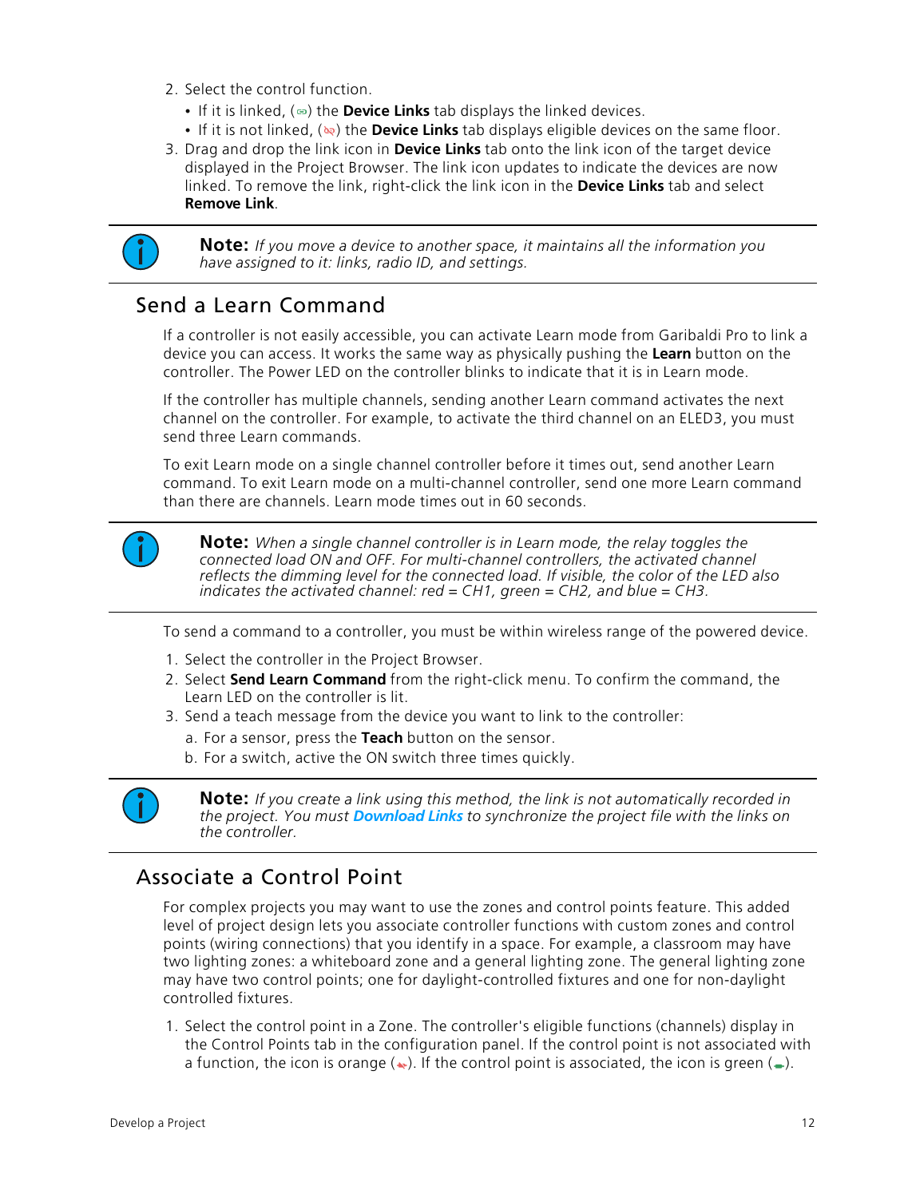2. Select the control function.
   - If it is linked, (link icon) the **Device Links** tab displays the linked devices.
   - If it is not linked, (unlinked icon) the **Device Links** tab displays eligible devices on the same floor.
3. Drag and drop the link icon in **Device Links** tab onto the link icon of the target device displayed in the Project Browser. The link icon updates to indicate the devices are now linked. To remove the link, right-click the link icon in the **Device Links** tab and select **Remove Link**.

> **Note:** *If you move a device to another space, it maintains all the information you have assigned to it: links, radio ID, and settings.*

## Send a Learn Command

If a controller is not easily accessible, you can activate Learn mode from Garibaldi Pro to link a device you can access. It works the same way as physically pushing the **Learn** button on the controller. The Power LED on the controller blinks to indicate that it is in Learn mode.

If the controller has multiple channels, sending another Learn command activates the next channel on the controller. For example, to activate the third channel on an ELED3, you must send three Learn commands.

To exit Learn mode on a single channel controller before it times out, send another Learn command. To exit Learn mode on a multi-channel controller, send one more Learn command than there are channels. Learn mode times out in 60 seconds.

> **Note:** *When a single channel controller is in Learn mode, the relay toggles the connected load ON and OFF. For multi-channel controllers, the activated channel reflects the dimming level for the connected load. If visible, the color of the LED also indicates the activated channel: red = CH1, green = CH2, and blue = CH3.*

To send a command to a controller, you must be within wireless range of the powered device.

1. Select the controller in the Project Browser.
2. Select **Send Learn Command** from the right-click menu. To confirm the command, the Learn LED on the controller is lit.
3. Send a teach message from the device you want to link to the controller:
   a. For a sensor, press the **Teach** button on the sensor.
   b. For a switch, active the ON switch three times quickly.

> **Note:** *If you create a link using this method, the link is not automatically recorded in the project. You must* ***Download Links*** *to synchronize the project file with the links on the controller.*

## Associate a Control Point

For complex projects you may want to use the zones and control points feature. This added level of project design lets you associate controller functions with custom zones and control points (wiring connections) that you identify in a space. For example, a classroom may have two lighting zones: a whiteboard zone and a general lighting zone. The general lighting zone may have two control points; one for daylight-controlled fixtures and one for non-daylight controlled fixtures.

1. Select the control point in a Zone. The controller's eligible functions (channels) display in the Control Points tab in the configuration panel. If the control point is not associated with a function, the icon is orange (orange icon). If the control point is associated, the icon is green (green icon).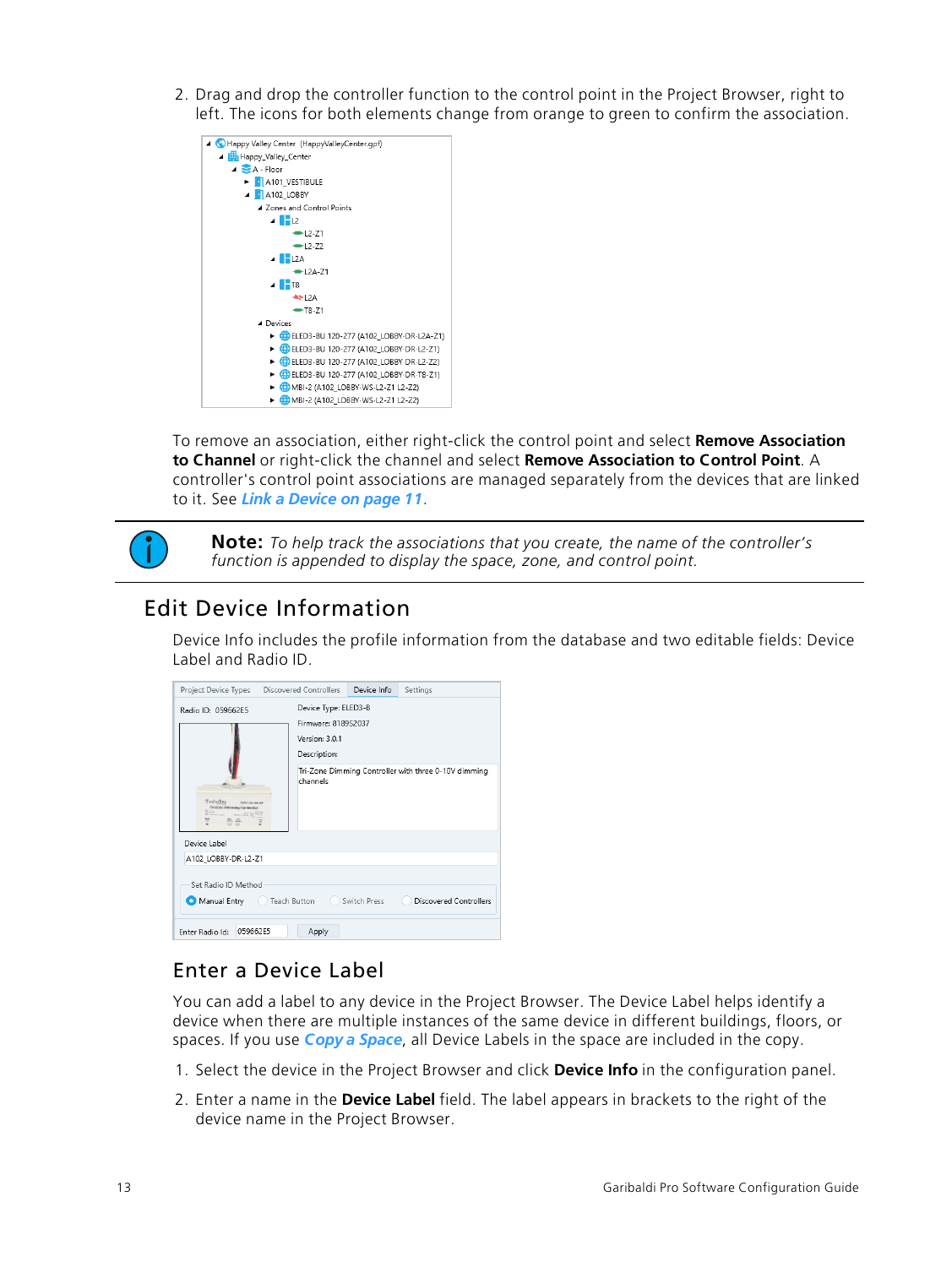2. Drag and drop the controller function to the control point in the Project Browser, right to left. The icons for both elements change from orange to green to confirm the association.

To remove an association, either right-click the control point and select **Remove Association to Channel** or right-click the channel and select **Remove Association to Control Point**. A controller's control point associations are managed separately from the devices that are linked to it. See ***Link a Device on page 11***.

**Note:** *To help track the associations that you create, the name of the controller's function is appended to display the space, zone, and control point.*

## Edit Device Information

Device Info includes the profile information from the database and two editable fields: Device Label and Radio ID.

### Enter a Device Label

You can add a label to any device in the Project Browser. The Device Label helps identify a device when there are multiple instances of the same device in different buildings, floors, or spaces. If you use ***Copy a Space***, all Device Labels in the space are included in the copy.

1. Select the device in the Project Browser and click **Device Info** in the configuration panel.
2. Enter a name in the **Device Label** field. The label appears in brackets to the right of the device name in the Project Browser.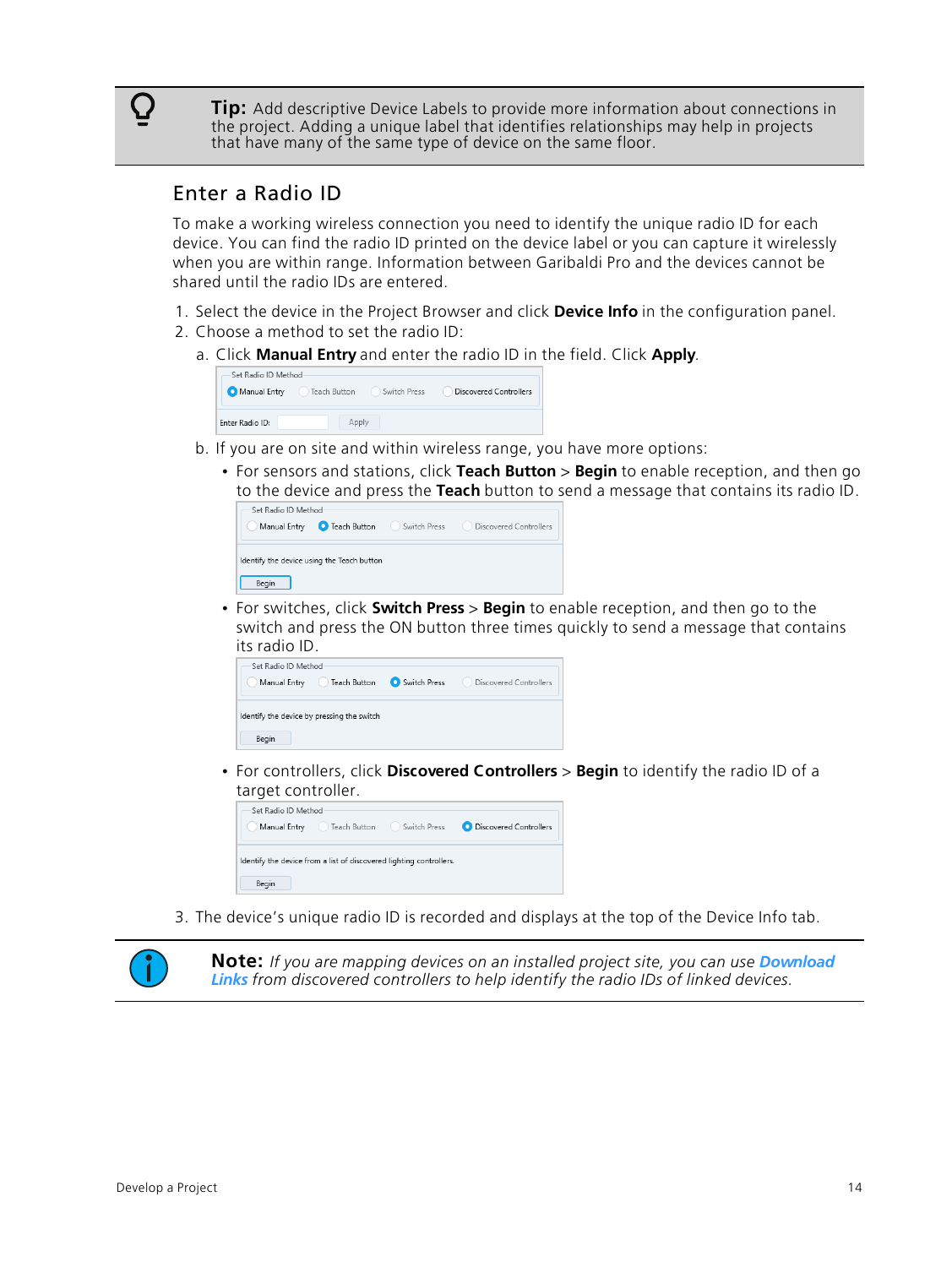**Tip:** Add descriptive Device Labels to provide more information about connections in the project. Adding a unique label that identifies relationships may help in projects that have many of the same type of device on the same floor.

## Enter a Radio ID

To make a working wireless connection you need to identify the unique radio ID for each device. You can find the radio ID printed on the device label or you can capture it wirelessly when you are within range. Information between Garibaldi Pro and the devices cannot be shared until the radio IDs are entered.

1. Select the device in the Project Browser and click **Device Info** in the configuration panel.
2. Choose a method to set the radio ID:
   a. Click **Manual Entry** and enter the radio ID in the field. Click **Apply**.

      Set Radio ID Method: Manual Entry | Teach Button | Switch Press | Discovered Controllers

      Enter Radio ID: [ ] Apply

   b. If you are on site and within wireless range, you have more options:
      - For sensors and stations, click **Teach Button** > **Begin** to enable reception, and then go to the device and press the **Teach** button to send a message that contains its radio ID.

        Set Radio ID Method: Manual Entry | Teach Button | Switch Press | Discovered Controllers

        Identify the device using the Teach button

        Begin

      - For switches, click **Switch Press** > **Begin** to enable reception, and then go to the switch and press the ON button three times quickly to send a message that contains its radio ID.

        Set Radio ID Method: Manual Entry | Teach Button | Switch Press | Discovered Controllers

        Identify the device by pressing the switch

        Begin

      - For controllers, click **Discovered Controllers** > **Begin** to identify the radio ID of a target controller.

        Set Radio ID Method: Manual Entry | Teach Button | Switch Press | Discovered Controllers

        Identify the device from a list of discovered lighting controllers.

        Begin

3. The device's unique radio ID is recorded and displays at the top of the Device Info tab.

**Note:** *If you are mapping devices on an installed project site, you can use **Download Links** from discovered controllers to help identify the radio IDs of linked devices.*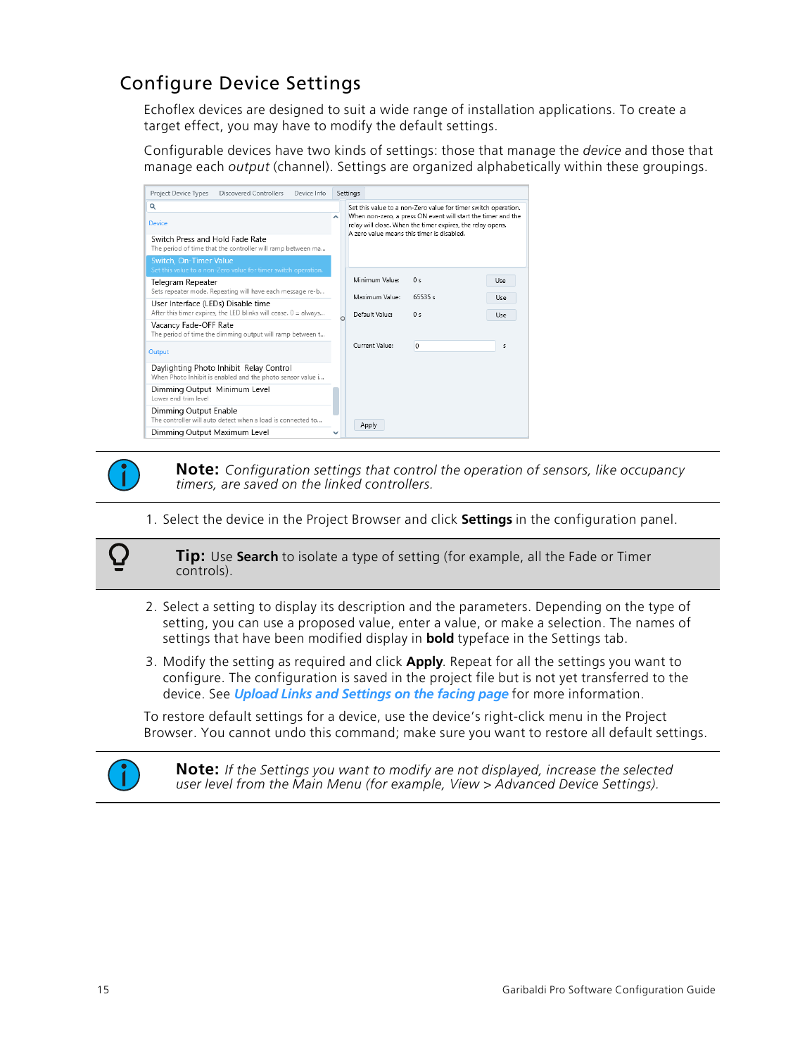## Configure Device Settings

Echoflex devices are designed to suit a wide range of installation applications. To create a target effect, you may have to modify the default settings.

Configurable devices have two kinds of settings: those that manage the *device* and those that manage each *output* (channel). Settings are organized alphabetically within these groupings.

**Note:** *Configuration settings that control the operation of sensors, like occupancy timers, are saved on the linked controllers.*

1. Select the device in the Project Browser and click **Settings** in the configuration panel.

**Tip:** Use **Search** to isolate a type of setting (for example, all the Fade or Timer controls).

2. Select a setting to display its description and the parameters. Depending on the type of setting, you can use a proposed value, enter a value, or make a selection. The names of settings that have been modified display in **bold** typeface in the Settings tab.
3. Modify the setting as required and click **Apply**. Repeat for all the settings you want to configure. The configuration is saved in the project file but is not yet transferred to the device. See ***Upload Links and Settings on the facing page*** for more information.

To restore default settings for a device, use the device's right-click menu in the Project Browser. You cannot undo this command; make sure you want to restore all default settings.

**Note:** *If the Settings you want to modify are not displayed, increase the selected user level from the Main Menu (for example, View > Advanced Device Settings).*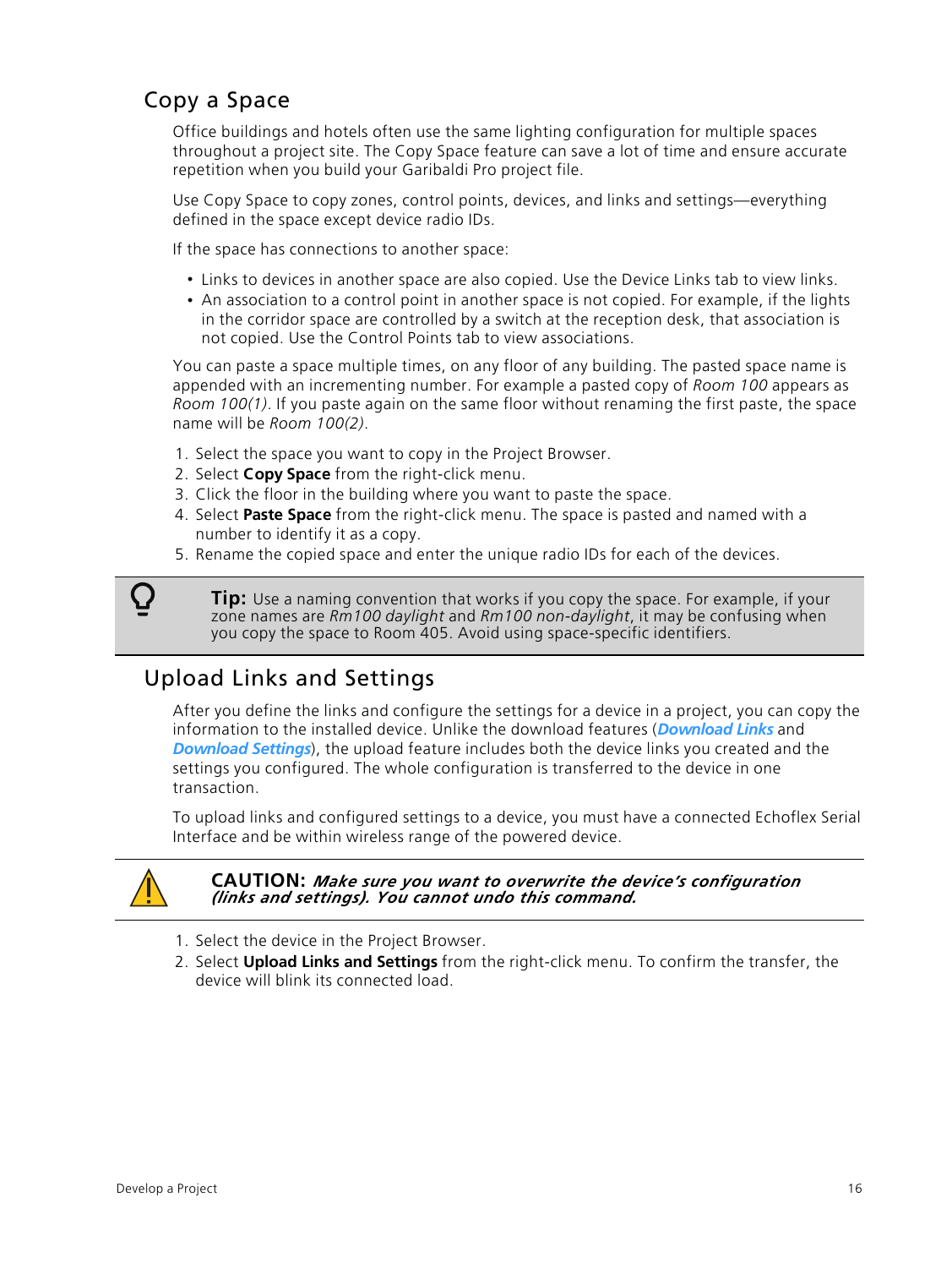## Copy a Space

Office buildings and hotels often use the same lighting configuration for multiple spaces throughout a project site. The Copy Space feature can save a lot of time and ensure accurate repetition when you build your Garibaldi Pro project file.

Use Copy Space to copy zones, control points, devices, and links and settings—everything defined in the space except device radio IDs.

If the space has connections to another space:

- Links to devices in another space are also copied. Use the Device Links tab to view links.
- An association to a control point in another space is not copied. For example, if the lights in the corridor space are controlled by a switch at the reception desk, that association is not copied. Use the Control Points tab to view associations.

You can paste a space multiple times, on any floor of any building. The pasted space name is appended with an incrementing number. For example a pasted copy of *Room 100* appears as *Room 100(1)*. If you paste again on the same floor without renaming the first paste, the space name will be *Room 100(2)*.

1. Select the space you want to copy in the Project Browser.
2. Select **Copy Space** from the right-click menu.
3. Click the floor in the building where you want to paste the space.
4. Select **Paste Space** from the right-click menu. The space is pasted and named with a number to identify it as a copy.
5. Rename the copied space and enter the unique radio IDs for each of the devices.

**Tip:** Use a naming convention that works if you copy the space. For example, if your zone names are *Rm100 daylight* and *Rm100 non-daylight*, it may be confusing when you copy the space to Room 405. Avoid using space-specific identifiers.

## Upload Links and Settings

After you define the links and configure the settings for a device in a project, you can copy the information to the installed device. Unlike the download features (***Download Links*** and ***Download Settings***), the upload feature includes both the device links you created and the settings you configured. The whole configuration is transferred to the device in one transaction.

To upload links and configured settings to a device, you must have a connected Echoflex Serial Interface and be within wireless range of the powered device.

**CAUTION:** ***Make sure you want to overwrite the device's configuration (links and settings). You cannot undo this command.***

1. Select the device in the Project Browser.
2. Select **Upload Links and Settings** from the right-click menu. To confirm the transfer, the device will blink its connected load.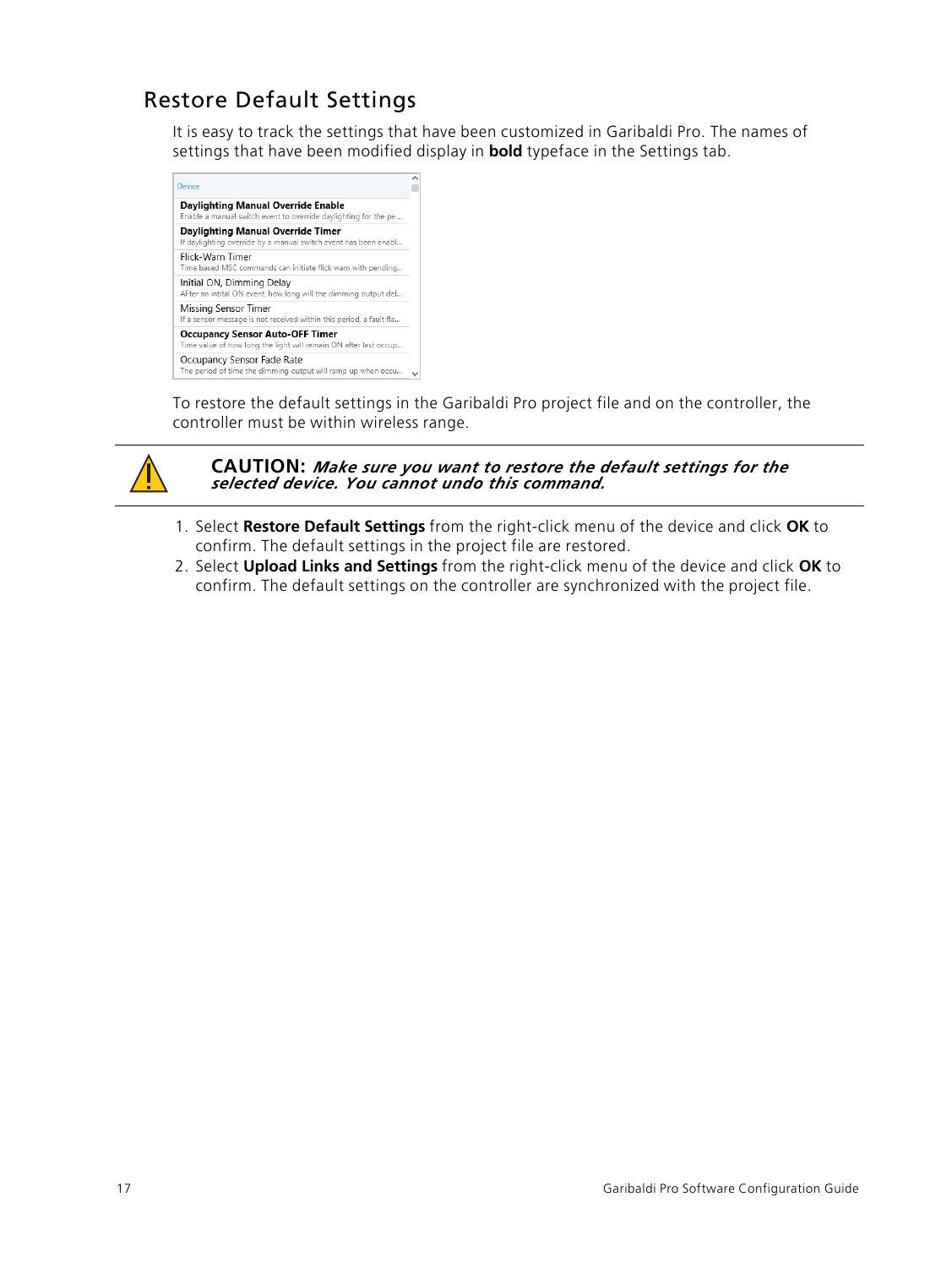## Restore Default Settings

It is easy to track the settings that have been customized in Garibaldi Pro. The names of settings that have been modified display in **bold** typeface in the Settings tab.

To restore the default settings in the Garibaldi Pro project file and on the controller, the controller must be within wireless range.

**CAUTION:** ***Make sure you want to restore the default settings for the selected device. You cannot undo this command.***

1. Select **Restore Default Settings** from the right-click menu of the device and click **OK** to confirm. The default settings in the project file are restored.
2. Select **Upload Links and Settings** from the right-click menu of the device and click **OK** to confirm. The default settings on the controller are synchronized with the project file.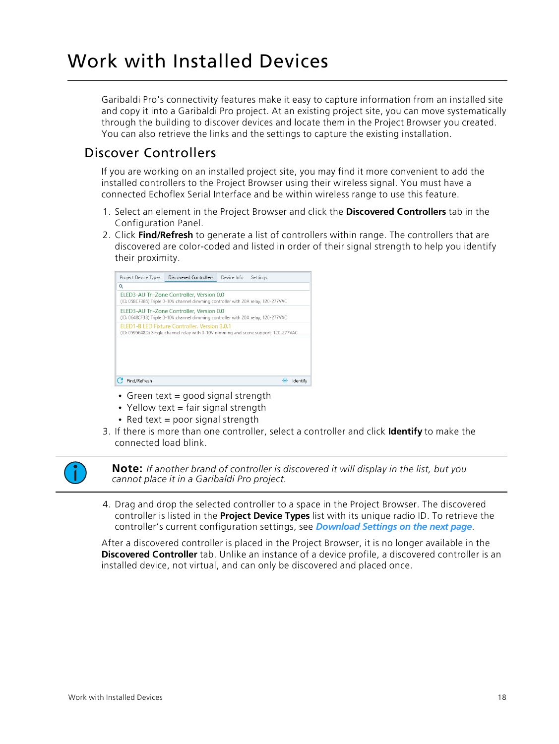# Work with Installed Devices

Garibaldi Pro's connectivity features make it easy to capture information from an installed site and copy it into a Garibaldi Pro project. At an existing project site, you can move systematically through the building to discover devices and locate them in the Project Browser you created. You can also retrieve the links and the settings to capture the existing installation.

## Discover Controllers

If you are working on an installed project site, you may find it more convenient to add the installed controllers to the Project Browser using their wireless signal. You must have a connected Echoflex Serial Interface and be within wireless range to use this feature.

1. Select an element in the Project Browser and click the **Discovered Controllers** tab in the Configuration Panel.
2. Click **Find/Refresh** to generate a list of controllers within range. The controllers that are discovered are color-coded and listed in order of their signal strength to help you identify their proximity.
   - Green text = good signal strength
   - Yellow text = fair signal strength
   - Red text = poor signal strength
3. If there is more than one controller, select a controller and click **Identify** to make the connected load blink.

**Note:** *If another brand of controller is discovered it will display in the list, but you cannot place it in a Garibaldi Pro project.*

4. Drag and drop the selected controller to a space in the Project Browser. The discovered controller is listed in the **Project Device Types** list with its unique radio ID. To retrieve the controller's current configuration settings, see ***Download Settings on the next page***.

After a discovered controller is placed in the Project Browser, it is no longer available in the **Discovered Controller** tab. Unlike an instance of a device profile, a discovered controller is an installed device, not virtual, and can only be discovered and placed once.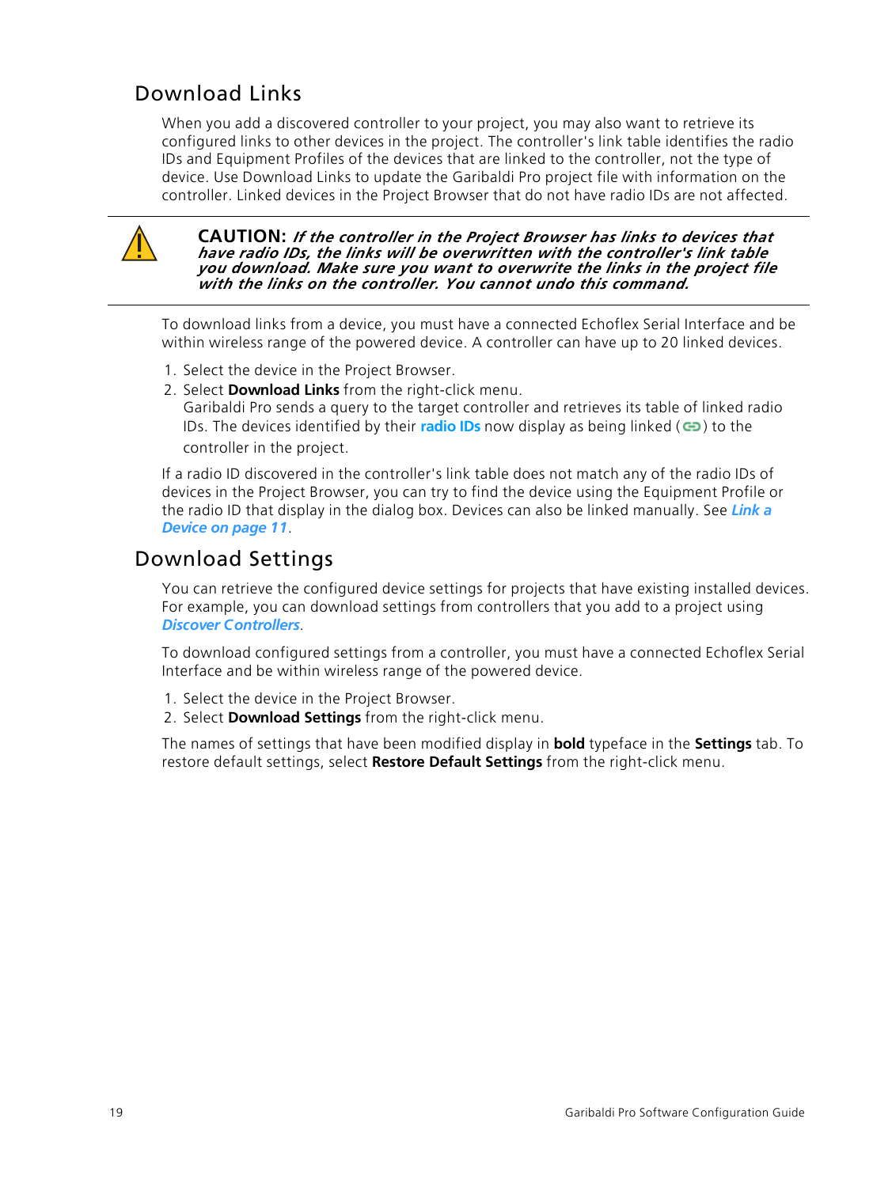## Download Links

When you add a discovered controller to your project, you may also want to retrieve its configured links to other devices in the project. The controller's link table identifies the radio IDs and Equipment Profiles of the devices that are linked to the controller, not the type of device. Use Download Links to update the Garibaldi Pro project file with information on the controller. Linked devices in the Project Browser that do not have radio IDs are not affected.

**CAUTION:** ***If the controller in the Project Browser has links to devices that have radio IDs, the links will be overwritten with the controller's link table you download. Make sure you want to overwrite the links in the project file with the links on the controller. You cannot undo this command.***

To download links from a device, you must have a connected Echoflex Serial Interface and be within wireless range of the powered device. A controller can have up to 20 linked devices.

1. Select the device in the Project Browser.
2. Select **Download Links** from the right-click menu.
   Garibaldi Pro sends a query to the target controller and retrieves its table of linked radio IDs. The devices identified by their **radio IDs** now display as being linked ( ) to the controller in the project.

If a radio ID discovered in the controller's link table does not match any of the radio IDs of devices in the Project Browser, you can try to find the device using the Equipment Profile or the radio ID that display in the dialog box. Devices can also be linked manually. See ***Link a Device on page 11***.

## Download Settings

You can retrieve the configured device settings for projects that have existing installed devices. For example, you can download settings from controllers that you add to a project using ***Discover Controllers***.

To download configured settings from a controller, you must have a connected Echoflex Serial Interface and be within wireless range of the powered device.

1. Select the device in the Project Browser.
2. Select **Download Settings** from the right-click menu.

The names of settings that have been modified display in **bold** typeface in the **Settings** tab. To restore default settings, select **Restore Default Settings** from the right-click menu.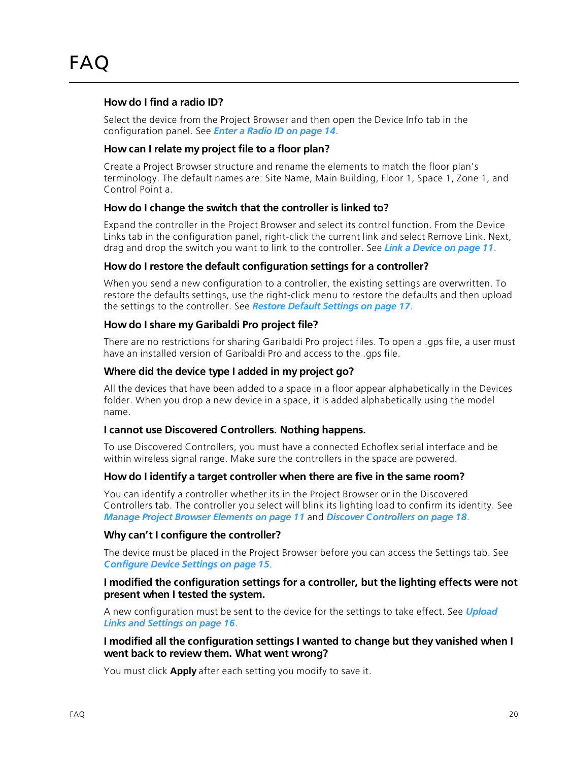# FAQ

### How do I find a radio ID?

Select the device from the Project Browser and then open the Device Info tab in the configuration panel. See ***Enter a Radio ID on page 14***.

### How can I relate my project file to a floor plan?

Create a Project Browser structure and rename the elements to match the floor plan's terminology. The default names are: Site Name, Main Building, Floor 1, Space 1, Zone 1, and Control Point a.

### How do I change the switch that the controller is linked to?

Expand the controller in the Project Browser and select its control function. From the Device Links tab in the configuration panel, right-click the current link and select Remove Link. Next, drag and drop the switch you want to link to the controller. See ***Link a Device on page 11***.

### How do I restore the default configuration settings for a controller?

When you send a new configuration to a controller, the existing settings are overwritten. To restore the defaults settings, use the right-click menu to restore the defaults and then upload the settings to the controller. See ***Restore Default Settings on page 17***.

### How do I share my Garibaldi Pro project file?

There are no restrictions for sharing Garibaldi Pro project files. To open a .gps file, a user must have an installed version of Garibaldi Pro and access to the .gps file.

### Where did the device type I added in my project go?

All the devices that have been added to a space in a floor appear alphabetically in the Devices folder. When you drop a new device in a space, it is added alphabetically using the model name.

### I cannot use Discovered Controllers. Nothing happens.

To use Discovered Controllers, you must have a connected Echoflex serial interface and be within wireless signal range. Make sure the controllers in the space are powered.

### How do I identify a target controller when there are five in the same room?

You can identify a controller whether its in the Project Browser or in the Discovered Controllers tab. The controller you select will blink its lighting load to confirm its identity. See ***Manage Project Browser Elements on page 11*** and ***Discover Controllers on page 18***.

### Why can't I configure the controller?

The device must be placed in the Project Browser before you can access the Settings tab. See ***Configure Device Settings on page 15***.

### I modified the configuration settings for a controller, but the lighting effects were not present when I tested the system.

A new configuration must be sent to the device for the settings to take effect. See ***Upload Links and Settings on page 16***.

### I modified all the configuration settings I wanted to change but they vanished when I went back to review them. What went wrong?

You must click **Apply** after each setting you modify to save it.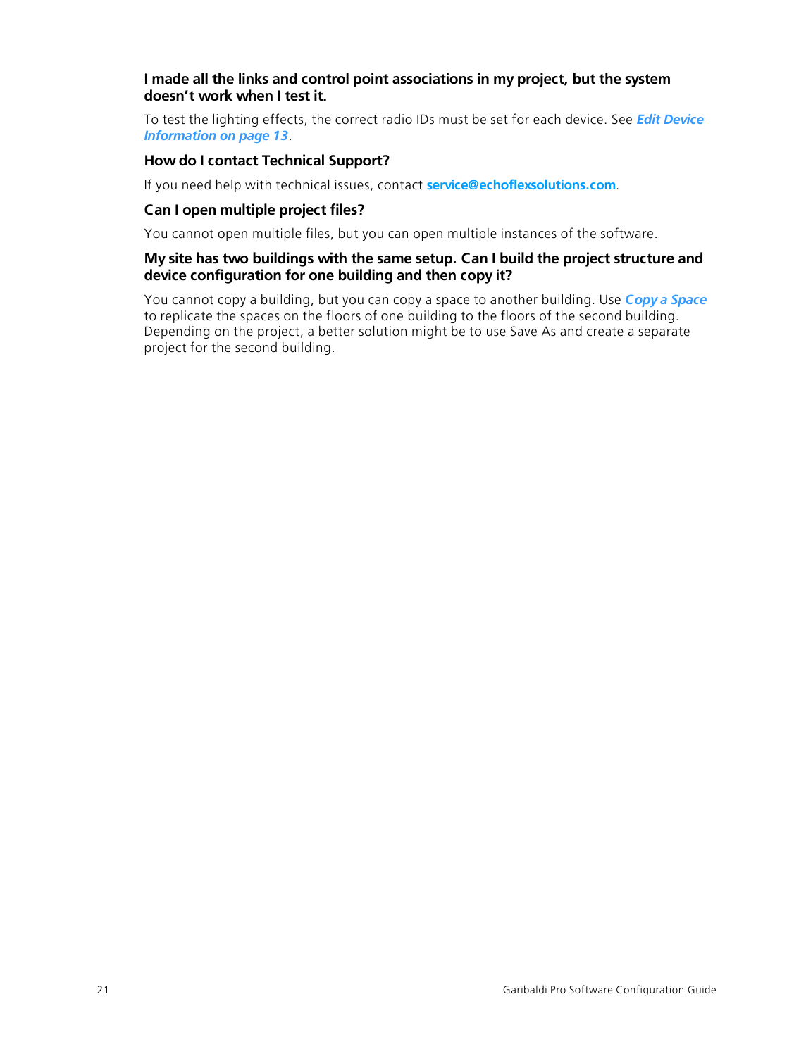### I made all the links and control point associations in my project, but the system doesn't work when I test it.

To test the lighting effects, the correct radio IDs must be set for each device. See ***Edit Device Information on page 13***.

### How do I contact Technical Support?

If you need help with technical issues, contact **service@echoflexsolutions.com**.

### Can I open multiple project files?

You cannot open multiple files, but you can open multiple instances of the software.

### My site has two buildings with the same setup. Can I build the project structure and device configuration for one building and then copy it?

You cannot copy a building, but you can copy a space to another building. Use ***Copy a Space*** to replicate the spaces on the floors of one building to the floors of the second building. Depending on the project, a better solution might be to use Save As and create a separate project for the second building.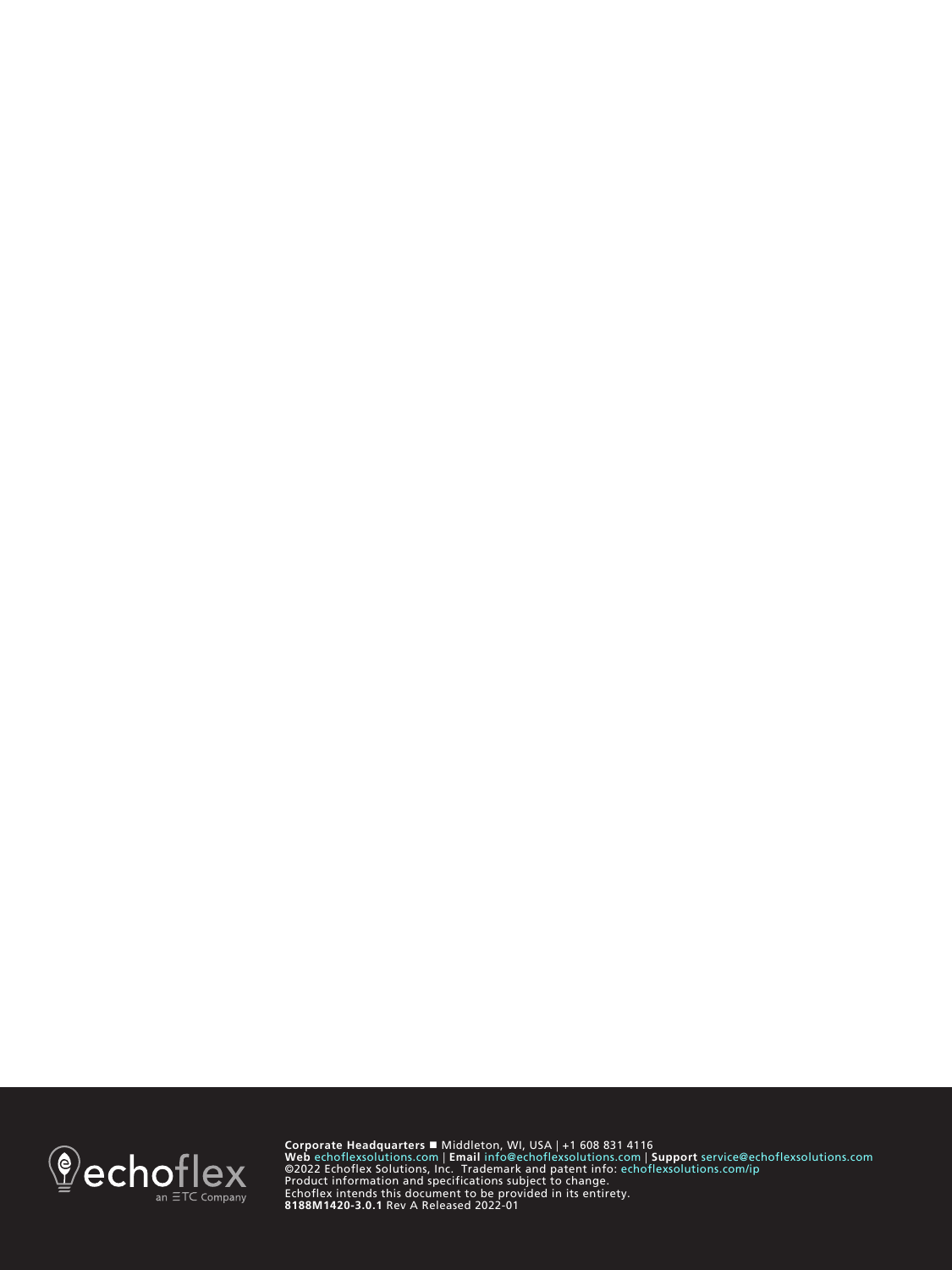**Corporate Headquarters** ■ Middleton, WI, USA | +1 608 831 4116
**Web** echoflexsolutions.com | **Email** info@echoflexsolutions.com | **Support** service@echoflexsolutions.com
©2022 Echoflex Solutions, Inc. Trademark and patent info: echoflexsolutions.com/ip
Product information and specifications subject to change.
Echoflex intends this document to be provided in its entirety.
**8188M1420-3.0.1** Rev A Released 2022-01